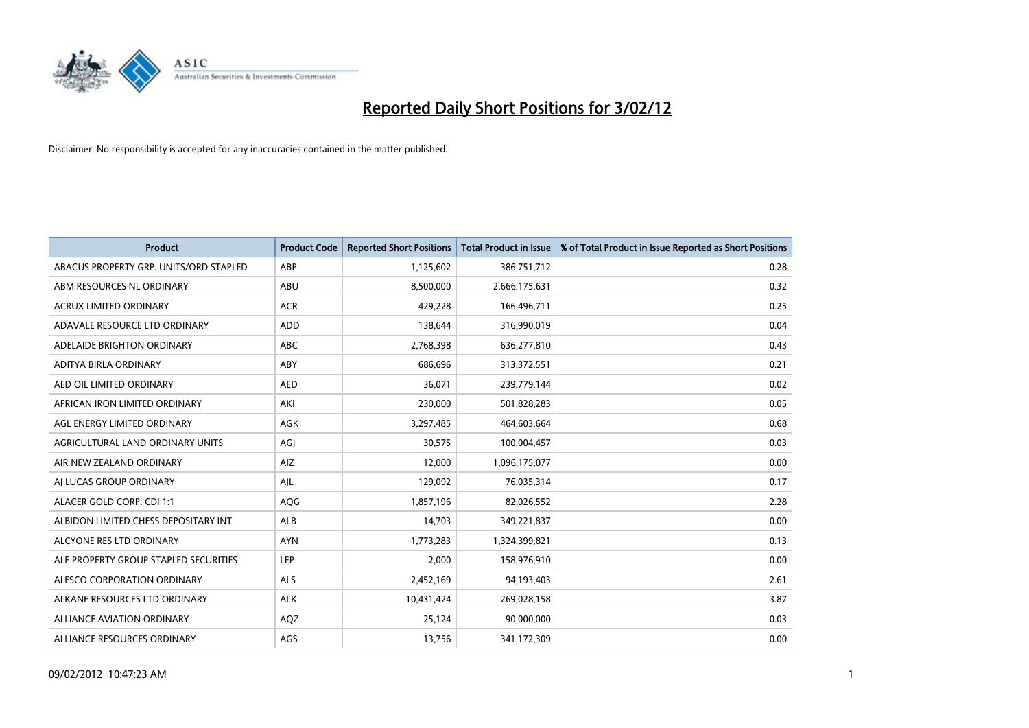# Reported Daily Short Positions for 3/02/12

Disclaimer: No responsibility is accepted for any inaccuracies contained in the matter published.

| Product | Product Code | Reported Short Positions | Total Product in Issue | % of Total Product in Issue Reported as Short Positions |
|---|---|---|---|---|
| ABACUS PROPERTY GRP. UNITS/ORD STAPLED | ABP | 1,125,602 | 386,751,712 | 0.28 |
| ABM RESOURCES NL ORDINARY | ABU | 8,500,000 | 2,666,175,631 | 0.32 |
| ACRUX LIMITED ORDINARY | ACR | 429,228 | 166,496,711 | 0.25 |
| ADAVALE RESOURCE LTD ORDINARY | ADD | 138,644 | 316,990,019 | 0.04 |
| ADELAIDE BRIGHTON ORDINARY | ABC | 2,768,398 | 636,277,810 | 0.43 |
| ADITYA BIRLA ORDINARY | ABY | 686,696 | 313,372,551 | 0.21 |
| AED OIL LIMITED ORDINARY | AED | 36,071 | 239,779,144 | 0.02 |
| AFRICAN IRON LIMITED ORDINARY | AKI | 230,000 | 501,828,283 | 0.05 |
| AGL ENERGY LIMITED ORDINARY | AGK | 3,297,485 | 464,603,664 | 0.68 |
| AGRICULTURAL LAND ORDINARY UNITS | AGJ | 30,575 | 100,004,457 | 0.03 |
| AIR NEW ZEALAND ORDINARY | AIZ | 12,000 | 1,096,175,077 | 0.00 |
| AJ LUCAS GROUP ORDINARY | AJL | 129,092 | 76,035,314 | 0.17 |
| ALACER GOLD CORP. CDI 1:1 | AQG | 1,857,196 | 82,026,552 | 2.28 |
| ALBIDON LIMITED CHESS DEPOSITARY INT | ALB | 14,703 | 349,221,837 | 0.00 |
| ALCYONE RES LTD ORDINARY | AYN | 1,773,283 | 1,324,399,821 | 0.13 |
| ALE PROPERTY GROUP STAPLED SECURITIES | LEP | 2,000 | 158,976,910 | 0.00 |
| ALESCO CORPORATION ORDINARY | ALS | 2,452,169 | 94,193,403 | 2.61 |
| ALKANE RESOURCES LTD ORDINARY | ALK | 10,431,424 | 269,028,158 | 3.87 |
| ALLIANCE AVIATION ORDINARY | AQZ | 25,124 | 90,000,000 | 0.03 |
| ALLIANCE RESOURCES ORDINARY | AGS | 13,756 | 341,172,309 | 0.00 |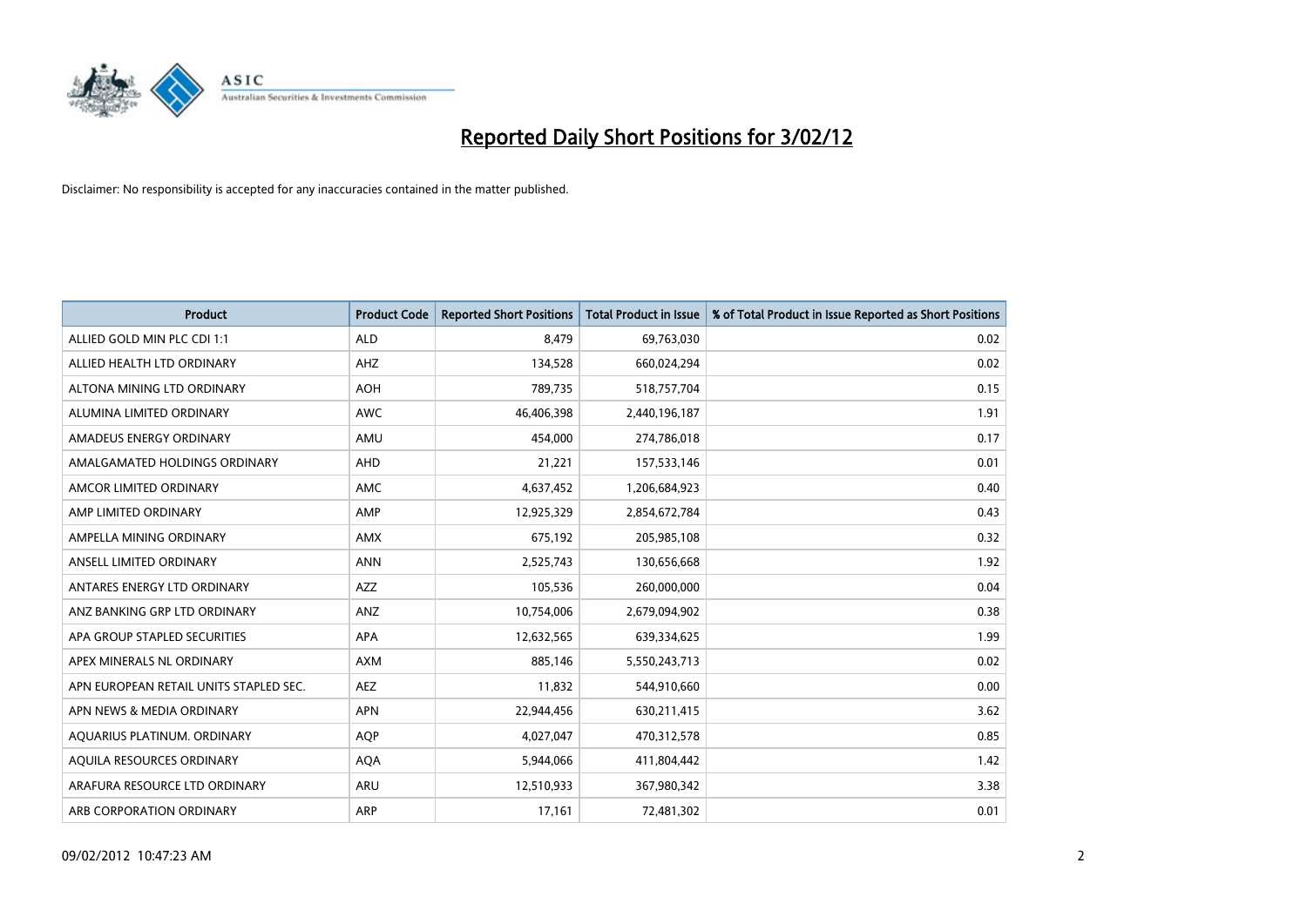# Reported Daily Short Positions for 3/02/12

Disclaimer: No responsibility is accepted for any inaccuracies contained in the matter published.

| Product | Product Code | Reported Short Positions | Total Product in Issue | % of Total Product in Issue Reported as Short Positions |
|---|---|---|---|---|
| ALLIED GOLD MIN PLC CDI 1:1 | ALD | 8,479 | 69,763,030 | 0.02 |
| ALLIED HEALTH LTD ORDINARY | AHZ | 134,528 | 660,024,294 | 0.02 |
| ALTONA MINING LTD ORDINARY | AOH | 789,735 | 518,757,704 | 0.15 |
| ALUMINA LIMITED ORDINARY | AWC | 46,406,398 | 2,440,196,187 | 1.91 |
| AMADEUS ENERGY ORDINARY | AMU | 454,000 | 274,786,018 | 0.17 |
| AMALGAMATED HOLDINGS ORDINARY | AHD | 21,221 | 157,533,146 | 0.01 |
| AMCOR LIMITED ORDINARY | AMC | 4,637,452 | 1,206,684,923 | 0.40 |
| AMP LIMITED ORDINARY | AMP | 12,925,329 | 2,854,672,784 | 0.43 |
| AMPELLA MINING ORDINARY | AMX | 675,192 | 205,985,108 | 0.32 |
| ANSELL LIMITED ORDINARY | ANN | 2,525,743 | 130,656,668 | 1.92 |
| ANTARES ENERGY LTD ORDINARY | AZZ | 105,536 | 260,000,000 | 0.04 |
| ANZ BANKING GRP LTD ORDINARY | ANZ | 10,754,006 | 2,679,094,902 | 0.38 |
| APA GROUP STAPLED SECURITIES | APA | 12,632,565 | 639,334,625 | 1.99 |
| APEX MINERALS NL ORDINARY | AXM | 885,146 | 5,550,243,713 | 0.02 |
| APN EUROPEAN RETAIL UNITS STAPLED SEC. | AEZ | 11,832 | 544,910,660 | 0.00 |
| APN NEWS & MEDIA ORDINARY | APN | 22,944,456 | 630,211,415 | 3.62 |
| AQUARIUS PLATINUM. ORDINARY | AQP | 4,027,047 | 470,312,578 | 0.85 |
| AQUILA RESOURCES ORDINARY | AQA | 5,944,066 | 411,804,442 | 1.42 |
| ARAFURA RESOURCE LTD ORDINARY | ARU | 12,510,933 | 367,980,342 | 3.38 |
| ARB CORPORATION ORDINARY | ARP | 17,161 | 72,481,302 | 0.01 |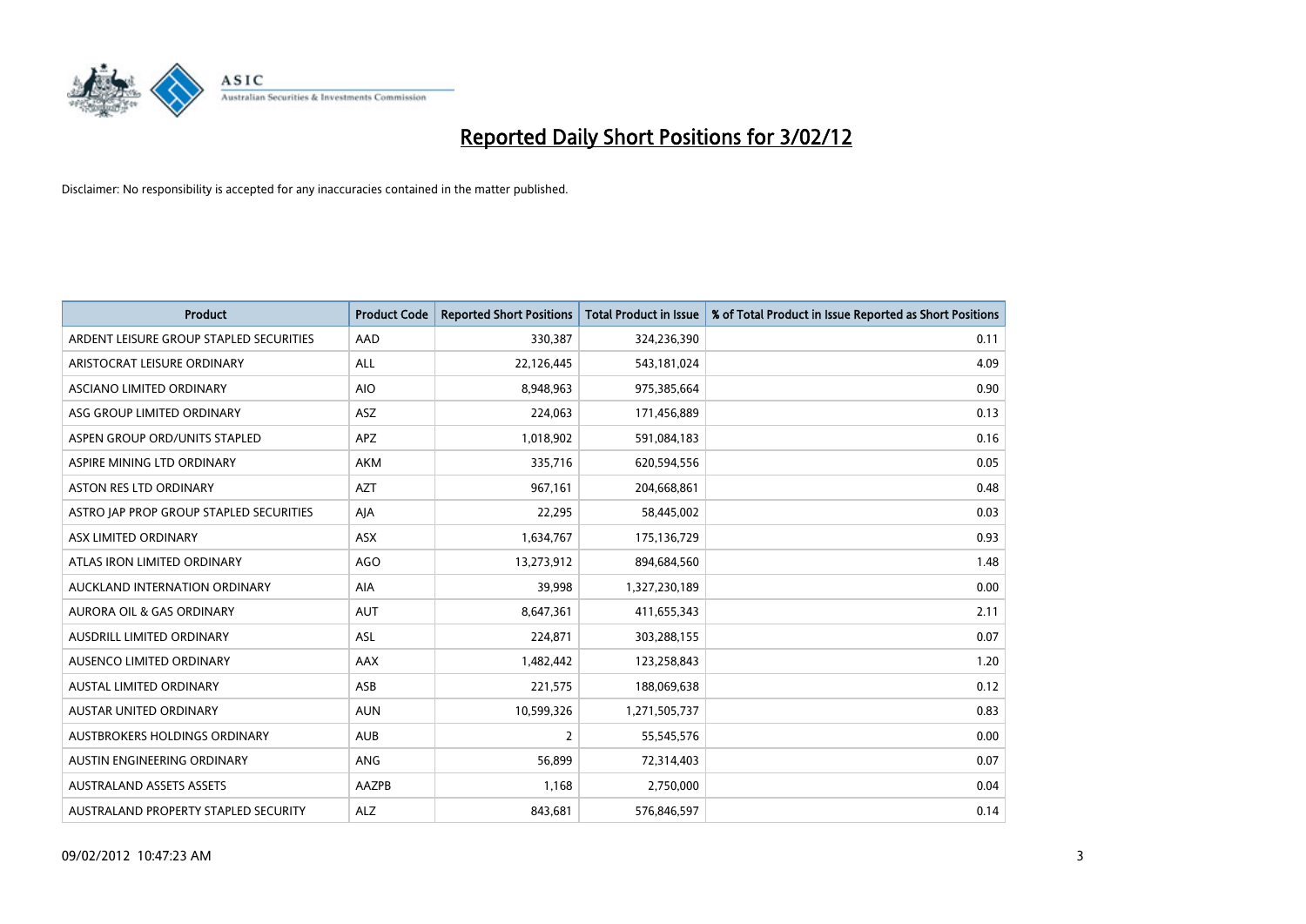# Reported Daily Short Positions for 3/02/12

Disclaimer: No responsibility is accepted for any inaccuracies contained in the matter published.

| Product | Product Code | Reported Short Positions | Total Product in Issue | % of Total Product in Issue Reported as Short Positions |
|---|---|---|---|---|
| ARDENT LEISURE GROUP STAPLED SECURITIES | AAD | 330,387 | 324,236,390 | 0.11 |
| ARISTOCRAT LEISURE ORDINARY | ALL | 22,126,445 | 543,181,024 | 4.09 |
| ASCIANO LIMITED ORDINARY | AIO | 8,948,963 | 975,385,664 | 0.90 |
| ASG GROUP LIMITED ORDINARY | ASZ | 224,063 | 171,456,889 | 0.13 |
| ASPEN GROUP ORD/UNITS STAPLED | APZ | 1,018,902 | 591,084,183 | 0.16 |
| ASPIRE MINING LTD ORDINARY | AKM | 335,716 | 620,594,556 | 0.05 |
| ASTON RES LTD ORDINARY | AZT | 967,161 | 204,668,861 | 0.48 |
| ASTRO JAP PROP GROUP STAPLED SECURITIES | AJA | 22,295 | 58,445,002 | 0.03 |
| ASX LIMITED ORDINARY | ASX | 1,634,767 | 175,136,729 | 0.93 |
| ATLAS IRON LIMITED ORDINARY | AGO | 13,273,912 | 894,684,560 | 1.48 |
| AUCKLAND INTERNATION ORDINARY | AIA | 39,998 | 1,327,230,189 | 0.00 |
| AURORA OIL & GAS ORDINARY | AUT | 8,647,361 | 411,655,343 | 2.11 |
| AUSDRILL LIMITED ORDINARY | ASL | 224,871 | 303,288,155 | 0.07 |
| AUSENCO LIMITED ORDINARY | AAX | 1,482,442 | 123,258,843 | 1.20 |
| AUSTAL LIMITED ORDINARY | ASB | 221,575 | 188,069,638 | 0.12 |
| AUSTAR UNITED ORDINARY | AUN | 10,599,326 | 1,271,505,737 | 0.83 |
| AUSTBROKERS HOLDINGS ORDINARY | AUB | 2 | 55,545,576 | 0.00 |
| AUSTIN ENGINEERING ORDINARY | ANG | 56,899 | 72,314,403 | 0.07 |
| AUSTRALAND ASSETS ASSETS | AAZPB | 1,168 | 2,750,000 | 0.04 |
| AUSTRALAND PROPERTY STAPLED SECURITY | ALZ | 843,681 | 576,846,597 | 0.14 |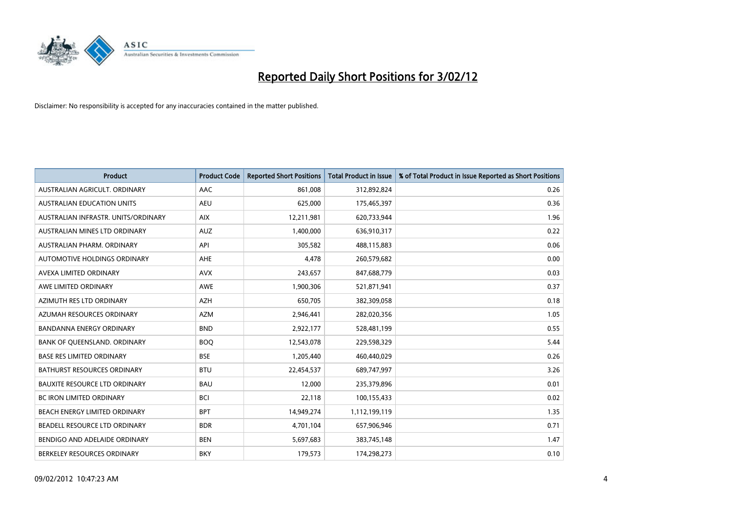# Reported Daily Short Positions for 3/02/12

Disclaimer: No responsibility is accepted for any inaccuracies contained in the matter published.

| Product | Product Code | Reported Short Positions | Total Product in Issue | % of Total Product in Issue Reported as Short Positions |
|---|---|---|---|---|
| AUSTRALIAN AGRICULT. ORDINARY | AAC | 861,008 | 312,892,824 | 0.26 |
| AUSTRALIAN EDUCATION UNITS | AEU | 625,000 | 175,465,397 | 0.36 |
| AUSTRALIAN INFRASTR. UNITS/ORDINARY | AIX | 12,211,981 | 620,733,944 | 1.96 |
| AUSTRALIAN MINES LTD ORDINARY | AUZ | 1,400,000 | 636,910,317 | 0.22 |
| AUSTRALIAN PHARM. ORDINARY | API | 305,582 | 488,115,883 | 0.06 |
| AUTOMOTIVE HOLDINGS ORDINARY | AHE | 4,478 | 260,579,682 | 0.00 |
| AVEXA LIMITED ORDINARY | AVX | 243,657 | 847,688,779 | 0.03 |
| AWE LIMITED ORDINARY | AWE | 1,900,306 | 521,871,941 | 0.37 |
| AZIMUTH RES LTD ORDINARY | AZH | 650,705 | 382,309,058 | 0.18 |
| AZUMAH RESOURCES ORDINARY | AZM | 2,946,441 | 282,020,356 | 1.05 |
| BANDANNA ENERGY ORDINARY | BND | 2,922,177 | 528,481,199 | 0.55 |
| BANK OF QUEENSLAND. ORDINARY | BOQ | 12,543,078 | 229,598,329 | 5.44 |
| BASE RES LIMITED ORDINARY | BSE | 1,205,440 | 460,440,029 | 0.26 |
| BATHURST RESOURCES ORDINARY | BTU | 22,454,537 | 689,747,997 | 3.26 |
| BAUXITE RESOURCE LTD ORDINARY | BAU | 12,000 | 235,379,896 | 0.01 |
| BC IRON LIMITED ORDINARY | BCI | 22,118 | 100,155,433 | 0.02 |
| BEACH ENERGY LIMITED ORDINARY | BPT | 14,949,274 | 1,112,199,119 | 1.35 |
| BEADELL RESOURCE LTD ORDINARY | BDR | 4,701,104 | 657,906,946 | 0.71 |
| BENDIGO AND ADELAIDE ORDINARY | BEN | 5,697,683 | 383,745,148 | 1.47 |
| BERKELEY RESOURCES ORDINARY | BKY | 179,573 | 174,298,273 | 0.10 |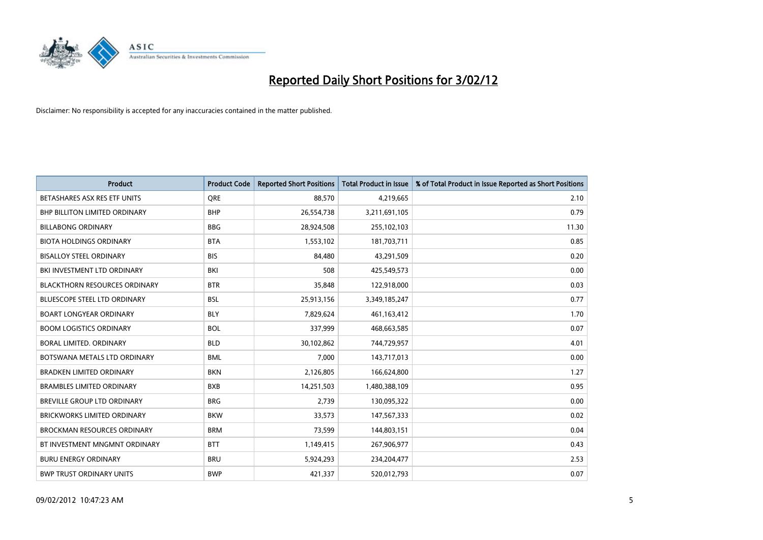# Reported Daily Short Positions for 3/02/12

Disclaimer: No responsibility is accepted for any inaccuracies contained in the matter published.

| Product | Product Code | Reported Short Positions | Total Product in Issue | % of Total Product in Issue Reported as Short Positions |
|---|---|---|---|---|
| BETASHARES ASX RES ETF UNITS | QRE | 88,570 | 4,219,665 | 2.10 |
| BHP BILLITON LIMITED ORDINARY | BHP | 26,554,738 | 3,211,691,105 | 0.79 |
| BILLABONG ORDINARY | BBG | 28,924,508 | 255,102,103 | 11.30 |
| BIOTA HOLDINGS ORDINARY | BTA | 1,553,102 | 181,703,711 | 0.85 |
| BISALLOY STEEL ORDINARY | BIS | 84,480 | 43,291,509 | 0.20 |
| BKI INVESTMENT LTD ORDINARY | BKI | 508 | 425,549,573 | 0.00 |
| BLACKTHORN RESOURCES ORDINARY | BTR | 35,848 | 122,918,000 | 0.03 |
| BLUESCOPE STEEL LTD ORDINARY | BSL | 25,913,156 | 3,349,185,247 | 0.77 |
| BOART LONGYEAR ORDINARY | BLY | 7,829,624 | 461,163,412 | 1.70 |
| BOOM LOGISTICS ORDINARY | BOL | 337,999 | 468,663,585 | 0.07 |
| BORAL LIMITED. ORDINARY | BLD | 30,102,862 | 744,729,957 | 4.01 |
| BOTSWANA METALS LTD ORDINARY | BML | 7,000 | 143,717,013 | 0.00 |
| BRADKEN LIMITED ORDINARY | BKN | 2,126,805 | 166,624,800 | 1.27 |
| BRAMBLES LIMITED ORDINARY | BXB | 14,251,503 | 1,480,388,109 | 0.95 |
| BREVILLE GROUP LTD ORDINARY | BRG | 2,739 | 130,095,322 | 0.00 |
| BRICKWORKS LIMITED ORDINARY | BKW | 33,573 | 147,567,333 | 0.02 |
| BROCKMAN RESOURCES ORDINARY | BRM | 73,599 | 144,803,151 | 0.04 |
| BT INVESTMENT MNGMNT ORDINARY | BTT | 1,149,415 | 267,906,977 | 0.43 |
| BURU ENERGY ORDINARY | BRU | 5,924,293 | 234,204,477 | 2.53 |
| BWP TRUST ORDINARY UNITS | BWP | 421,337 | 520,012,793 | 0.07 |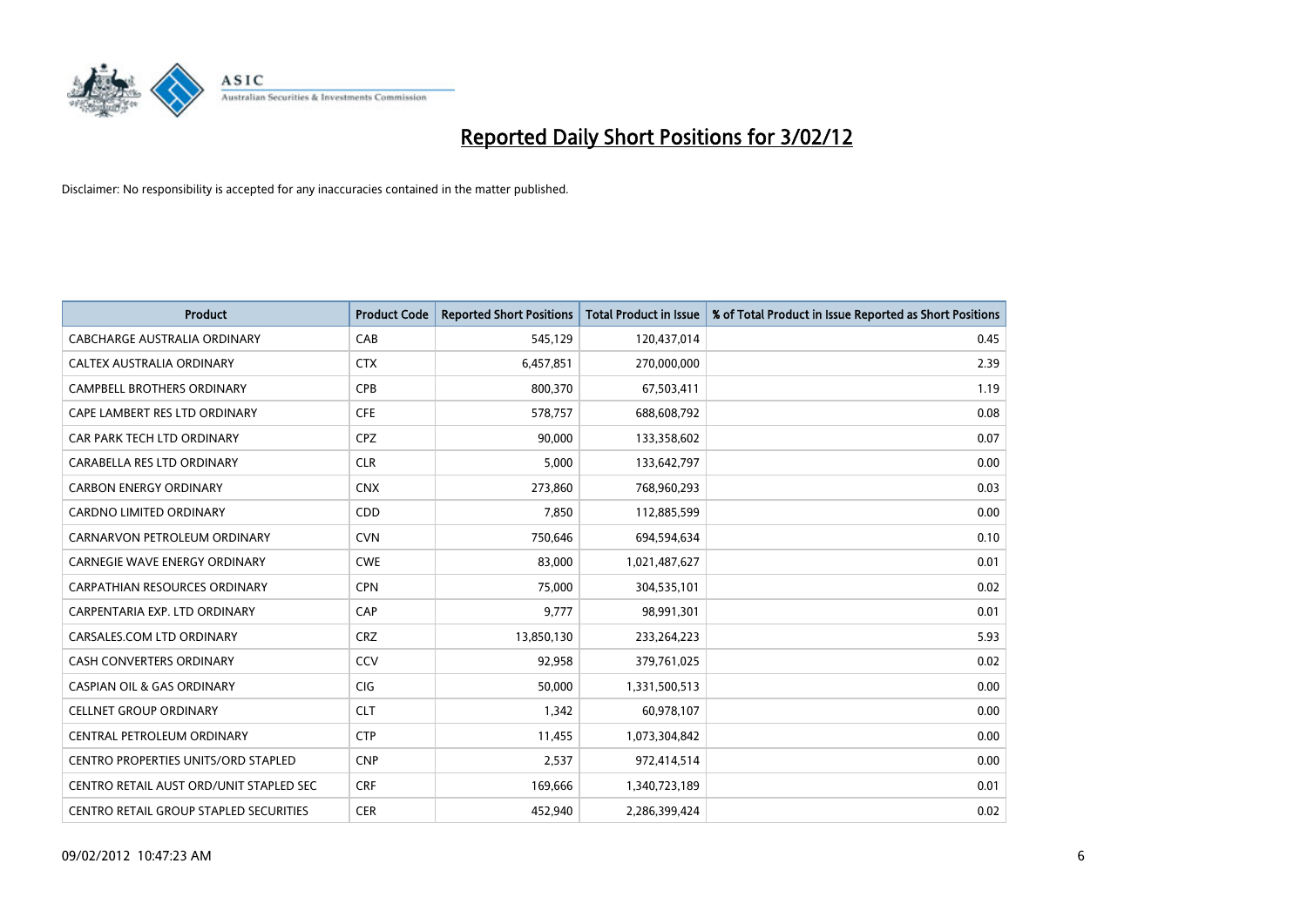# Reported Daily Short Positions for 3/02/12

Disclaimer: No responsibility is accepted for any inaccuracies contained in the matter published.

| Product | Product Code | Reported Short Positions | Total Product in Issue | % of Total Product in Issue Reported as Short Positions |
|---|---|---|---|---|
| CABCHARGE AUSTRALIA ORDINARY | CAB | 545,129 | 120,437,014 | 0.45 |
| CALTEX AUSTRALIA ORDINARY | CTX | 6,457,851 | 270,000,000 | 2.39 |
| CAMPBELL BROTHERS ORDINARY | CPB | 800,370 | 67,503,411 | 1.19 |
| CAPE LAMBERT RES LTD ORDINARY | CFE | 578,757 | 688,608,792 | 0.08 |
| CAR PARK TECH LTD ORDINARY | CPZ | 90,000 | 133,358,602 | 0.07 |
| CARABELLA RES LTD ORDINARY | CLR | 5,000 | 133,642,797 | 0.00 |
| CARBON ENERGY ORDINARY | CNX | 273,860 | 768,960,293 | 0.03 |
| CARDNO LIMITED ORDINARY | CDD | 7,850 | 112,885,599 | 0.00 |
| CARNARVON PETROLEUM ORDINARY | CVN | 750,646 | 694,594,634 | 0.10 |
| CARNEGIE WAVE ENERGY ORDINARY | CWE | 83,000 | 1,021,487,627 | 0.01 |
| CARPATHIAN RESOURCES ORDINARY | CPN | 75,000 | 304,535,101 | 0.02 |
| CARPENTARIA EXP. LTD ORDINARY | CAP | 9,777 | 98,991,301 | 0.01 |
| CARSALES.COM LTD ORDINARY | CRZ | 13,850,130 | 233,264,223 | 5.93 |
| CASH CONVERTERS ORDINARY | CCV | 92,958 | 379,761,025 | 0.02 |
| CASPIAN OIL & GAS ORDINARY | CIG | 50,000 | 1,331,500,513 | 0.00 |
| CELLNET GROUP ORDINARY | CLT | 1,342 | 60,978,107 | 0.00 |
| CENTRAL PETROLEUM ORDINARY | CTP | 11,455 | 1,073,304,842 | 0.00 |
| CENTRO PROPERTIES UNITS/ORD STAPLED | CNP | 2,537 | 972,414,514 | 0.00 |
| CENTRO RETAIL AUST ORD/UNIT STAPLED SEC | CRF | 169,666 | 1,340,723,189 | 0.01 |
| CENTRO RETAIL GROUP STAPLED SECURITIES | CER | 452,940 | 2,286,399,424 | 0.02 |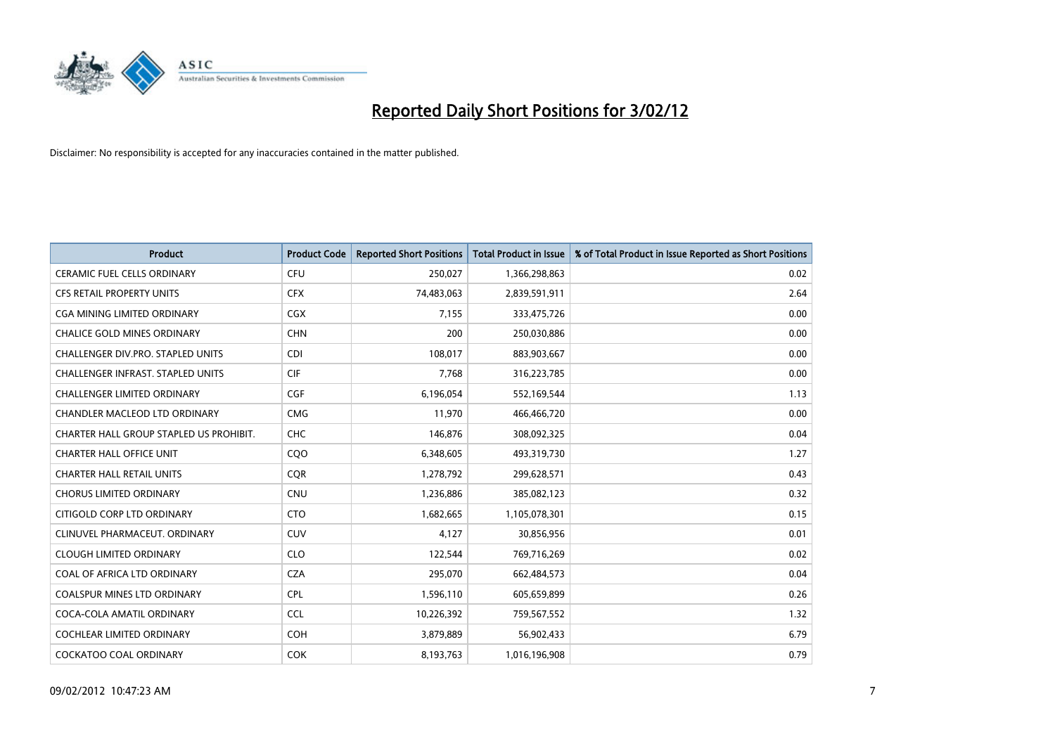# Reported Daily Short Positions for 3/02/12

Disclaimer: No responsibility is accepted for any inaccuracies contained in the matter published.

| Product | Product Code | Reported Short Positions | Total Product in Issue | % of Total Product in Issue Reported as Short Positions |
|---|---|---|---|---|
| CERAMIC FUEL CELLS ORDINARY | CFU | 250,027 | 1,366,298,863 | 0.02 |
| CFS RETAIL PROPERTY UNITS | CFX | 74,483,063 | 2,839,591,911 | 2.64 |
| CGA MINING LIMITED ORDINARY | CGX | 7,155 | 333,475,726 | 0.00 |
| CHALICE GOLD MINES ORDINARY | CHN | 200 | 250,030,886 | 0.00 |
| CHALLENGER DIV.PRO. STAPLED UNITS | CDI | 108,017 | 883,903,667 | 0.00 |
| CHALLENGER INFRAST. STAPLED UNITS | CIF | 7,768 | 316,223,785 | 0.00 |
| CHALLENGER LIMITED ORDINARY | CGF | 6,196,054 | 552,169,544 | 1.13 |
| CHANDLER MACLEOD LTD ORDINARY | CMG | 11,970 | 466,466,720 | 0.00 |
| CHARTER HALL GROUP STAPLED US PROHIBIT. | CHC | 146,876 | 308,092,325 | 0.04 |
| CHARTER HALL OFFICE UNIT | CQO | 6,348,605 | 493,319,730 | 1.27 |
| CHARTER HALL RETAIL UNITS | CQR | 1,278,792 | 299,628,571 | 0.43 |
| CHORUS LIMITED ORDINARY | CNU | 1,236,886 | 385,082,123 | 0.32 |
| CITIGOLD CORP LTD ORDINARY | CTO | 1,682,665 | 1,105,078,301 | 0.15 |
| CLINUVEL PHARMACEUT. ORDINARY | CUV | 4,127 | 30,856,956 | 0.01 |
| CLOUGH LIMITED ORDINARY | CLO | 122,544 | 769,716,269 | 0.02 |
| COAL OF AFRICA LTD ORDINARY | CZA | 295,070 | 662,484,573 | 0.04 |
| COALSPUR MINES LTD ORDINARY | CPL | 1,596,110 | 605,659,899 | 0.26 |
| COCA-COLA AMATIL ORDINARY | CCL | 10,226,392 | 759,567,552 | 1.32 |
| COCHLEAR LIMITED ORDINARY | COH | 3,879,889 | 56,902,433 | 6.79 |
| COCKATOO COAL ORDINARY | COK | 8,193,763 | 1,016,196,908 | 0.79 |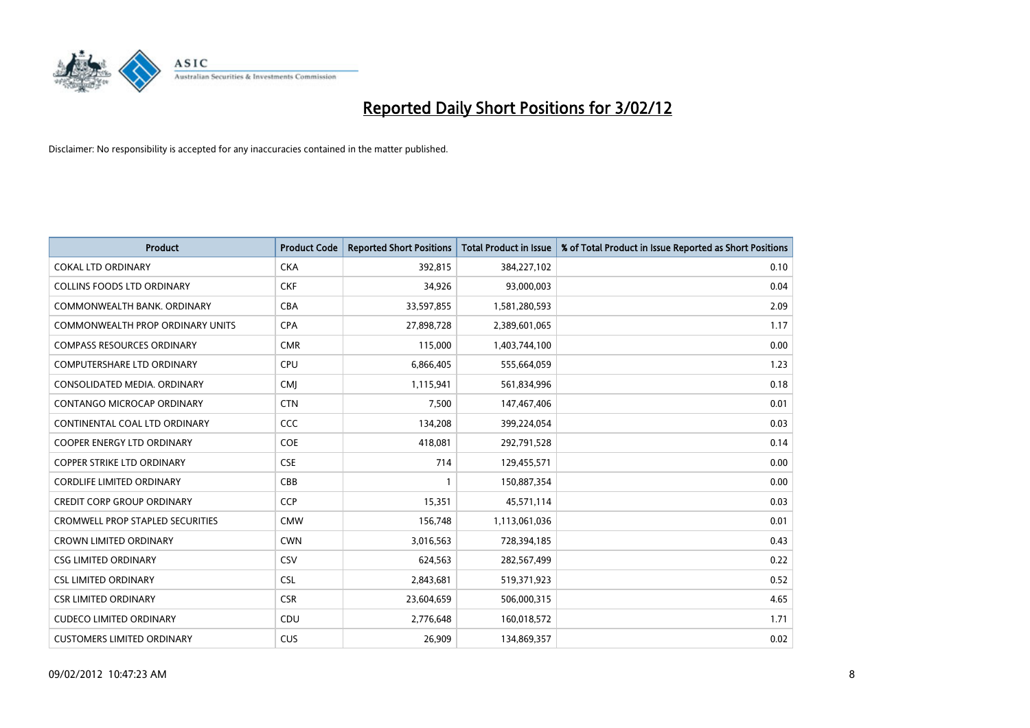# Reported Daily Short Positions for 3/02/12

Disclaimer: No responsibility is accepted for any inaccuracies contained in the matter published.

| Product | Product Code | Reported Short Positions | Total Product in Issue | % of Total Product in Issue Reported as Short Positions |
|---|---|---|---|---|
| COKAL LTD ORDINARY | CKA | 392,815 | 384,227,102 | 0.10 |
| COLLINS FOODS LTD ORDINARY | CKF | 34,926 | 93,000,003 | 0.04 |
| COMMONWEALTH BANK. ORDINARY | CBA | 33,597,855 | 1,581,280,593 | 2.09 |
| COMMONWEALTH PROP ORDINARY UNITS | CPA | 27,898,728 | 2,389,601,065 | 1.17 |
| COMPASS RESOURCES ORDINARY | CMR | 115,000 | 1,403,744,100 | 0.00 |
| COMPUTERSHARE LTD ORDINARY | CPU | 6,866,405 | 555,664,059 | 1.23 |
| CONSOLIDATED MEDIA. ORDINARY | CMJ | 1,115,941 | 561,834,996 | 0.18 |
| CONTANGO MICROCAP ORDINARY | CTN | 7,500 | 147,467,406 | 0.01 |
| CONTINENTAL COAL LTD ORDINARY | CCC | 134,208 | 399,224,054 | 0.03 |
| COOPER ENERGY LTD ORDINARY | COE | 418,081 | 292,791,528 | 0.14 |
| COPPER STRIKE LTD ORDINARY | CSE | 714 | 129,455,571 | 0.00 |
| CORDLIFE LIMITED ORDINARY | CBB | 1 | 150,887,354 | 0.00 |
| CREDIT CORP GROUP ORDINARY | CCP | 15,351 | 45,571,114 | 0.03 |
| CROMWELL PROP STAPLED SECURITIES | CMW | 156,748 | 1,113,061,036 | 0.01 |
| CROWN LIMITED ORDINARY | CWN | 3,016,563 | 728,394,185 | 0.43 |
| CSG LIMITED ORDINARY | CSV | 624,563 | 282,567,499 | 0.22 |
| CSL LIMITED ORDINARY | CSL | 2,843,681 | 519,371,923 | 0.52 |
| CSR LIMITED ORDINARY | CSR | 23,604,659 | 506,000,315 | 4.65 |
| CUDECO LIMITED ORDINARY | CDU | 2,776,648 | 160,018,572 | 1.71 |
| CUSTOMERS LIMITED ORDINARY | CUS | 26,909 | 134,869,357 | 0.02 |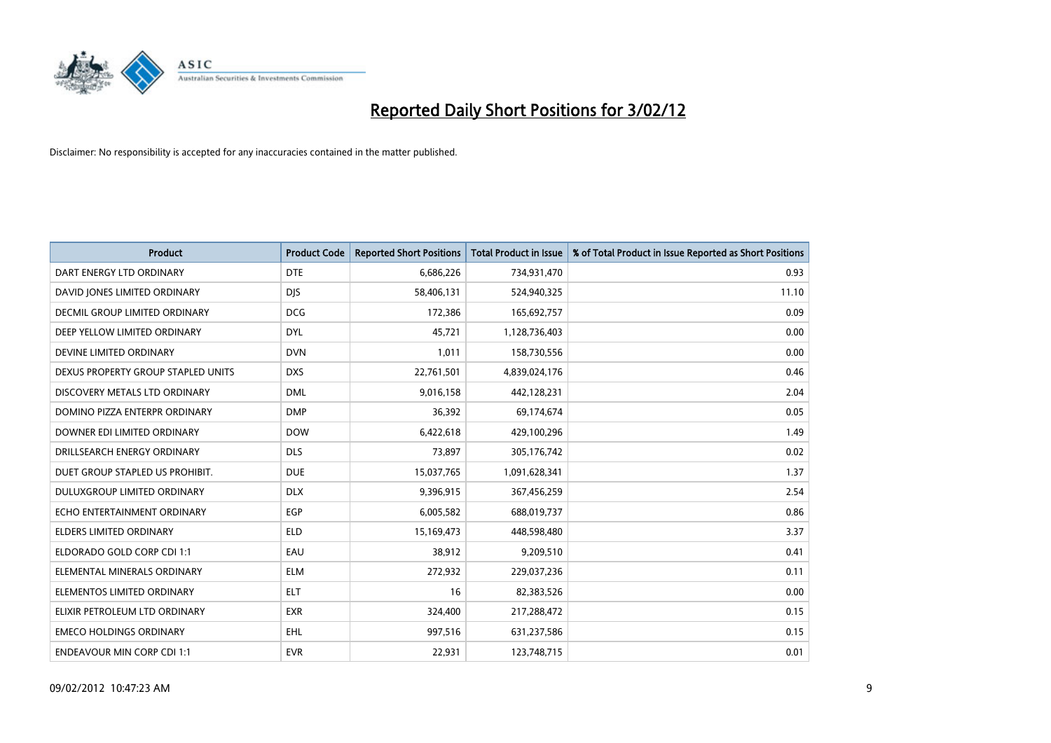# Reported Daily Short Positions for 3/02/12

Disclaimer: No responsibility is accepted for any inaccuracies contained in the matter published.

| Product | Product Code | Reported Short Positions | Total Product in Issue | % of Total Product in Issue Reported as Short Positions |
|---|---|---|---|---|
| DART ENERGY LTD ORDINARY | DTE | 6,686,226 | 734,931,470 | 0.93 |
| DAVID JONES LIMITED ORDINARY | DJS | 58,406,131 | 524,940,325 | 11.10 |
| DECMIL GROUP LIMITED ORDINARY | DCG | 172,386 | 165,692,757 | 0.09 |
| DEEP YELLOW LIMITED ORDINARY | DYL | 45,721 | 1,128,736,403 | 0.00 |
| DEVINE LIMITED ORDINARY | DVN | 1,011 | 158,730,556 | 0.00 |
| DEXUS PROPERTY GROUP STAPLED UNITS | DXS | 22,761,501 | 4,839,024,176 | 0.46 |
| DISCOVERY METALS LTD ORDINARY | DML | 9,016,158 | 442,128,231 | 2.04 |
| DOMINO PIZZA ENTERPR ORDINARY | DMP | 36,392 | 69,174,674 | 0.05 |
| DOWNER EDI LIMITED ORDINARY | DOW | 6,422,618 | 429,100,296 | 1.49 |
| DRILLSEARCH ENERGY ORDINARY | DLS | 73,897 | 305,176,742 | 0.02 |
| DUET GROUP STAPLED US PROHIBIT. | DUE | 15,037,765 | 1,091,628,341 | 1.37 |
| DULUXGROUP LIMITED ORDINARY | DLX | 9,396,915 | 367,456,259 | 2.54 |
| ECHO ENTERTAINMENT ORDINARY | EGP | 6,005,582 | 688,019,737 | 0.86 |
| ELDERS LIMITED ORDINARY | ELD | 15,169,473 | 448,598,480 | 3.37 |
| ELDORADO GOLD CORP CDI 1:1 | EAU | 38,912 | 9,209,510 | 0.41 |
| ELEMENTAL MINERALS ORDINARY | ELM | 272,932 | 229,037,236 | 0.11 |
| ELEMENTOS LIMITED ORDINARY | ELT | 16 | 82,383,526 | 0.00 |
| ELIXIR PETROLEUM LTD ORDINARY | EXR | 324,400 | 217,288,472 | 0.15 |
| EMECO HOLDINGS ORDINARY | EHL | 997,516 | 631,237,586 | 0.15 |
| ENDEAVOUR MIN CORP CDI 1:1 | EVR | 22,931 | 123,748,715 | 0.01 |

09/02/2012 10:47:23 AM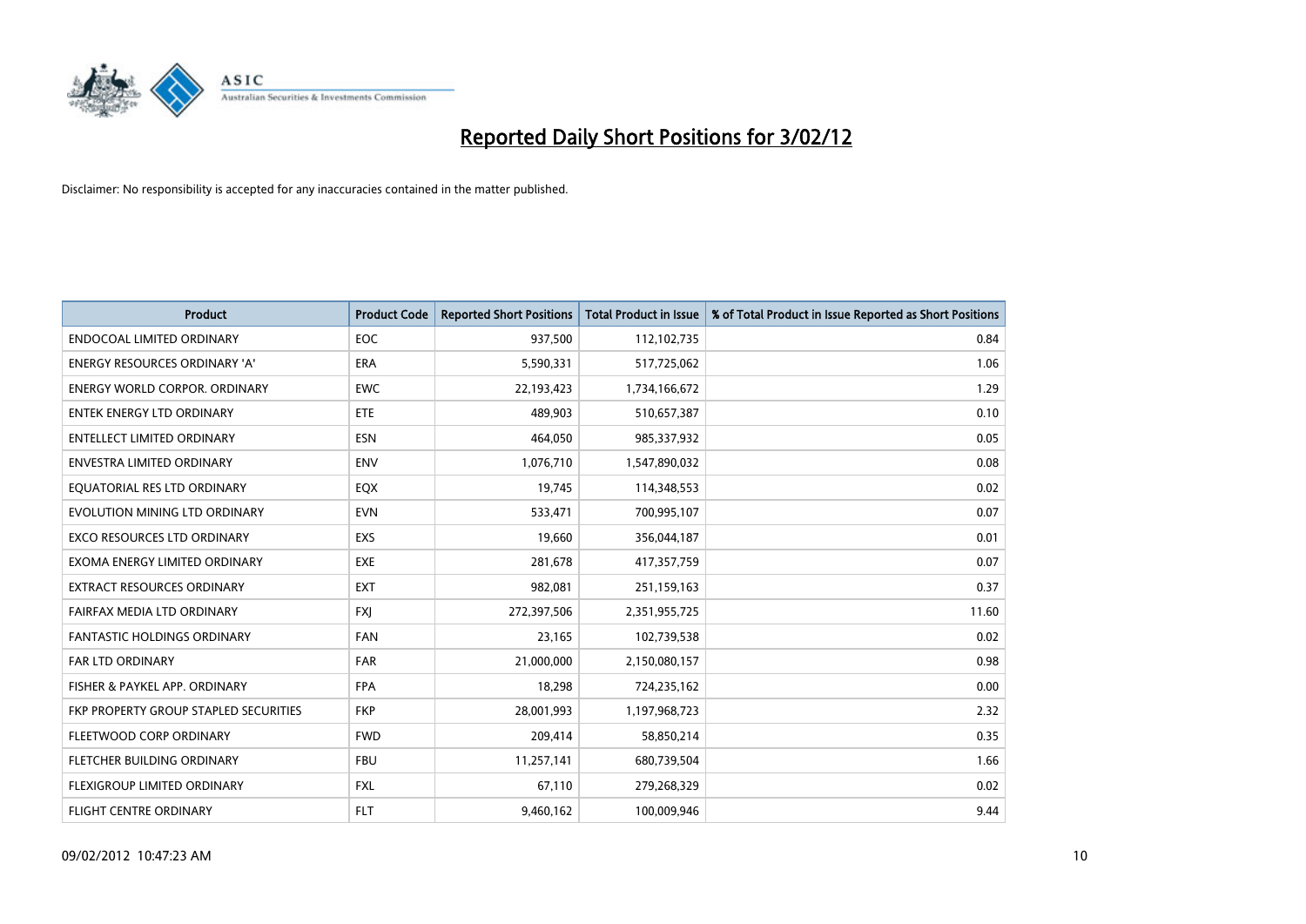# Reported Daily Short Positions for 3/02/12

Disclaimer: No responsibility is accepted for any inaccuracies contained in the matter published.

| Product | Product Code | Reported Short Positions | Total Product in Issue | % of Total Product in Issue Reported as Short Positions |
|---|---|---|---|---|
| ENDOCOAL LIMITED ORDINARY | EOC | 937,500 | 112,102,735 | 0.84 |
| ENERGY RESOURCES ORDINARY 'A' | ERA | 5,590,331 | 517,725,062 | 1.06 |
| ENERGY WORLD CORPOR. ORDINARY | EWC | 22,193,423 | 1,734,166,672 | 1.29 |
| ENTEK ENERGY LTD ORDINARY | ETE | 489,903 | 510,657,387 | 0.10 |
| ENTELLECT LIMITED ORDINARY | ESN | 464,050 | 985,337,932 | 0.05 |
| ENVESTRA LIMITED ORDINARY | ENV | 1,076,710 | 1,547,890,032 | 0.08 |
| EQUATORIAL RES LTD ORDINARY | EQX | 19,745 | 114,348,553 | 0.02 |
| EVOLUTION MINING LTD ORDINARY | EVN | 533,471 | 700,995,107 | 0.07 |
| EXCO RESOURCES LTD ORDINARY | EXS | 19,660 | 356,044,187 | 0.01 |
| EXOMA ENERGY LIMITED ORDINARY | EXE | 281,678 | 417,357,759 | 0.07 |
| EXTRACT RESOURCES ORDINARY | EXT | 982,081 | 251,159,163 | 0.37 |
| FAIRFAX MEDIA LTD ORDINARY | FXJ | 272,397,506 | 2,351,955,725 | 11.60 |
| FANTASTIC HOLDINGS ORDINARY | FAN | 23,165 | 102,739,538 | 0.02 |
| FAR LTD ORDINARY | FAR | 21,000,000 | 2,150,080,157 | 0.98 |
| FISHER & PAYKEL APP. ORDINARY | FPA | 18,298 | 724,235,162 | 0.00 |
| FKP PROPERTY GROUP STAPLED SECURITIES | FKP | 28,001,993 | 1,197,968,723 | 2.32 |
| FLEETWOOD CORP ORDINARY | FWD | 209,414 | 58,850,214 | 0.35 |
| FLETCHER BUILDING ORDINARY | FBU | 11,257,141 | 680,739,504 | 1.66 |
| FLEXIGROUP LIMITED ORDINARY | FXL | 67,110 | 279,268,329 | 0.02 |
| FLIGHT CENTRE ORDINARY | FLT | 9,460,162 | 100,009,946 | 9.44 |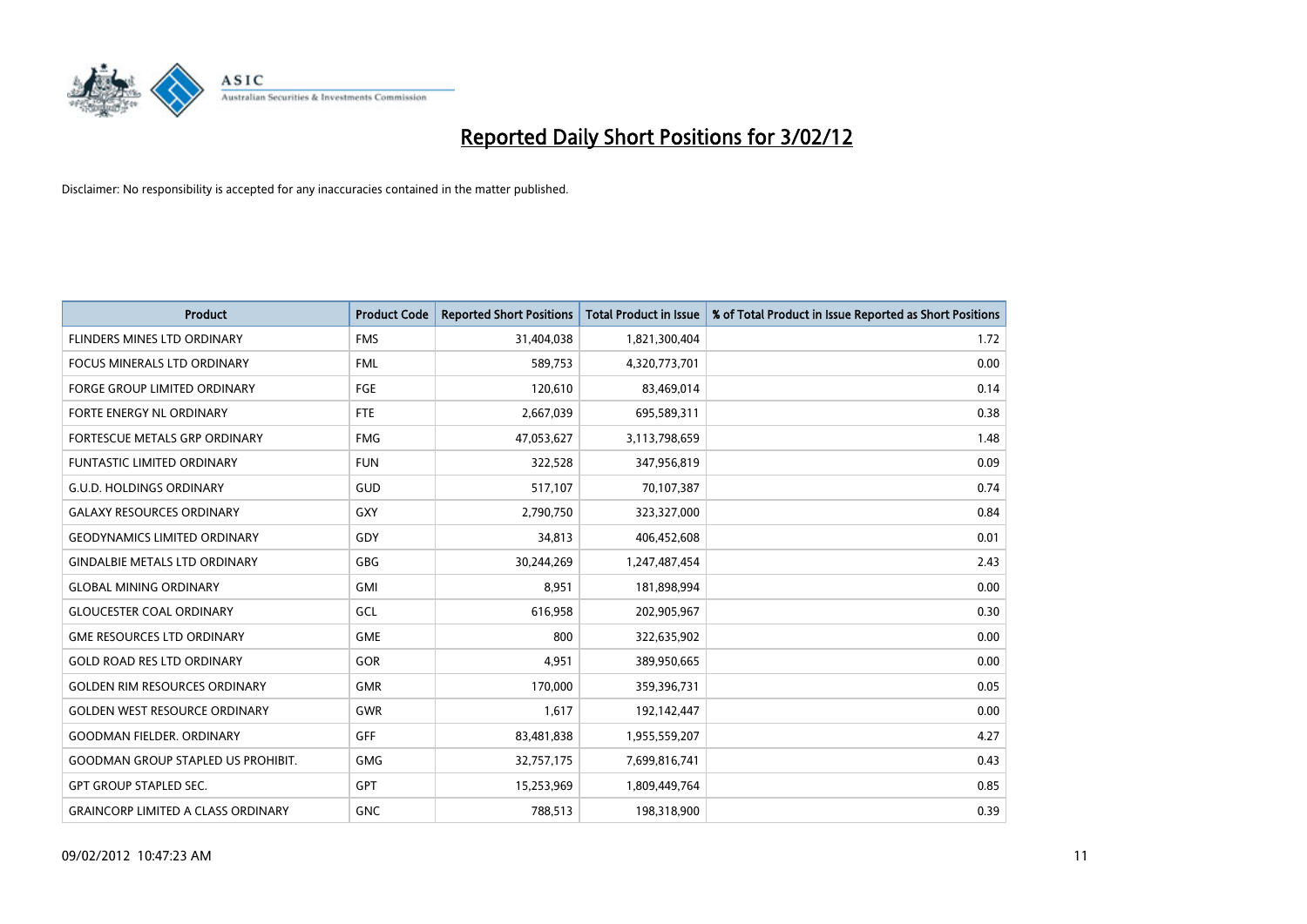# Reported Daily Short Positions for 3/02/12

Disclaimer: No responsibility is accepted for any inaccuracies contained in the matter published.

| Product | Product Code | Reported Short Positions | Total Product in Issue | % of Total Product in Issue Reported as Short Positions |
|---|---|---|---|---|
| FLINDERS MINES LTD ORDINARY | FMS | 31,404,038 | 1,821,300,404 | 1.72 |
| FOCUS MINERALS LTD ORDINARY | FML | 589,753 | 4,320,773,701 | 0.00 |
| FORGE GROUP LIMITED ORDINARY | FGE | 120,610 | 83,469,014 | 0.14 |
| FORTE ENERGY NL ORDINARY | FTE | 2,667,039 | 695,589,311 | 0.38 |
| FORTESCUE METALS GRP ORDINARY | FMG | 47,053,627 | 3,113,798,659 | 1.48 |
| FUNTASTIC LIMITED ORDINARY | FUN | 322,528 | 347,956,819 | 0.09 |
| G.U.D. HOLDINGS ORDINARY | GUD | 517,107 | 70,107,387 | 0.74 |
| GALAXY RESOURCES ORDINARY | GXY | 2,790,750 | 323,327,000 | 0.84 |
| GEODYNAMICS LIMITED ORDINARY | GDY | 34,813 | 406,452,608 | 0.01 |
| GINDALBIE METALS LTD ORDINARY | GBG | 30,244,269 | 1,247,487,454 | 2.43 |
| GLOBAL MINING ORDINARY | GMI | 8,951 | 181,898,994 | 0.00 |
| GLOUCESTER COAL ORDINARY | GCL | 616,958 | 202,905,967 | 0.30 |
| GME RESOURCES LTD ORDINARY | GME | 800 | 322,635,902 | 0.00 |
| GOLD ROAD RES LTD ORDINARY | GOR | 4,951 | 389,950,665 | 0.00 |
| GOLDEN RIM RESOURCES ORDINARY | GMR | 170,000 | 359,396,731 | 0.05 |
| GOLDEN WEST RESOURCE ORDINARY | GWR | 1,617 | 192,142,447 | 0.00 |
| GOODMAN FIELDER. ORDINARY | GFF | 83,481,838 | 1,955,559,207 | 4.27 |
| GOODMAN GROUP STAPLED US PROHIBIT. | GMG | 32,757,175 | 7,699,816,741 | 0.43 |
| GPT GROUP STAPLED SEC. | GPT | 15,253,969 | 1,809,449,764 | 0.85 |
| GRAINCORP LIMITED A CLASS ORDINARY | GNC | 788,513 | 198,318,900 | 0.39 |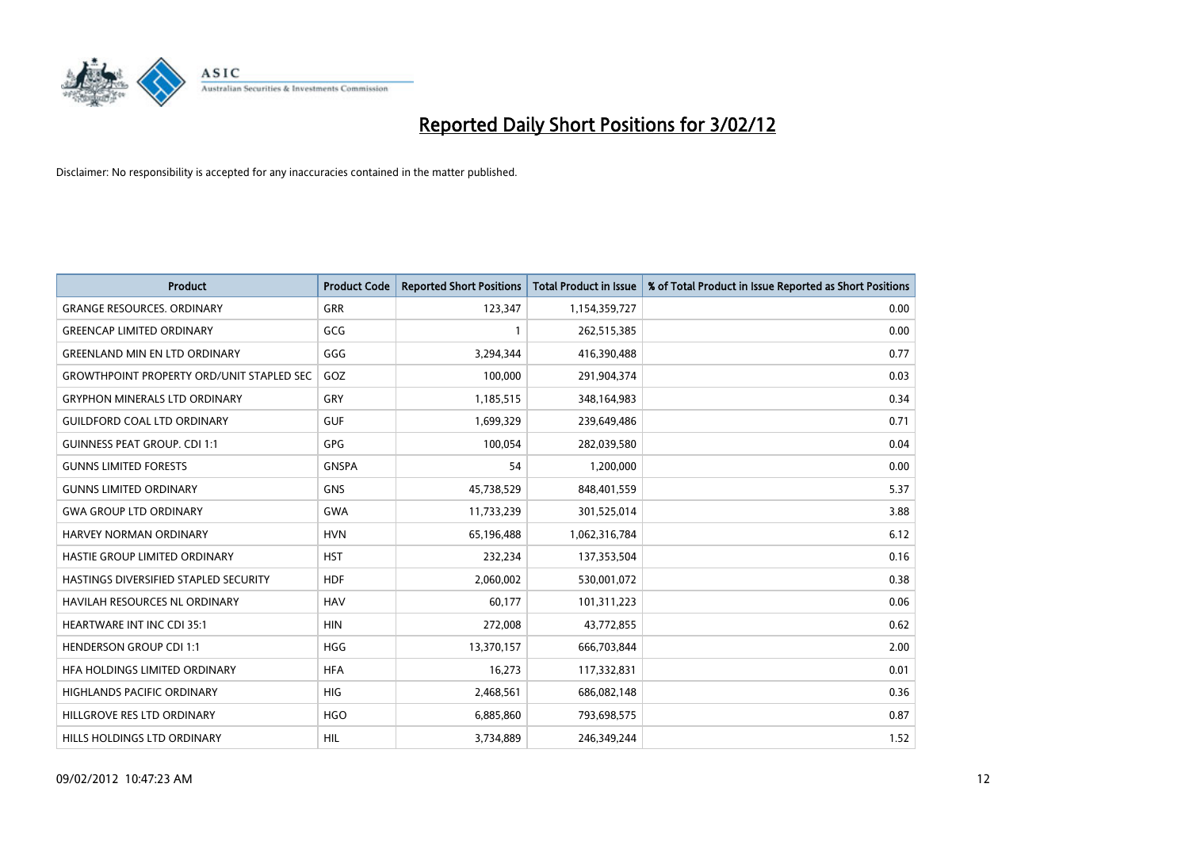# Reported Daily Short Positions for 3/02/12

Disclaimer: No responsibility is accepted for any inaccuracies contained in the matter published.

| Product | Product Code | Reported Short Positions | Total Product in Issue | % of Total Product in Issue Reported as Short Positions |
|---|---|---|---|---|
| GRANGE RESOURCES. ORDINARY | GRR | 123,347 | 1,154,359,727 | 0.00 |
| GREENCAP LIMITED ORDINARY | GCG | 1 | 262,515,385 | 0.00 |
| GREENLAND MIN EN LTD ORDINARY | GGG | 3,294,344 | 416,390,488 | 0.77 |
| GROWTHPOINT PROPERTY ORD/UNIT STAPLED SEC | GOZ | 100,000 | 291,904,374 | 0.03 |
| GRYPHON MINERALS LTD ORDINARY | GRY | 1,185,515 | 348,164,983 | 0.34 |
| GUILDFORD COAL LTD ORDINARY | GUF | 1,699,329 | 239,649,486 | 0.71 |
| GUINNESS PEAT GROUP. CDI 1:1 | GPG | 100,054 | 282,039,580 | 0.04 |
| GUNNS LIMITED FORESTS | GNSPA | 54 | 1,200,000 | 0.00 |
| GUNNS LIMITED ORDINARY | GNS | 45,738,529 | 848,401,559 | 5.37 |
| GWA GROUP LTD ORDINARY | GWA | 11,733,239 | 301,525,014 | 3.88 |
| HARVEY NORMAN ORDINARY | HVN | 65,196,488 | 1,062,316,784 | 6.12 |
| HASTIE GROUP LIMITED ORDINARY | HST | 232,234 | 137,353,504 | 0.16 |
| HASTINGS DIVERSIFIED STAPLED SECURITY | HDF | 2,060,002 | 530,001,072 | 0.38 |
| HAVILAH RESOURCES NL ORDINARY | HAV | 60,177 | 101,311,223 | 0.06 |
| HEARTWARE INT INC CDI 35:1 | HIN | 272,008 | 43,772,855 | 0.62 |
| HENDERSON GROUP CDI 1:1 | HGG | 13,370,157 | 666,703,844 | 2.00 |
| HFA HOLDINGS LIMITED ORDINARY | HFA | 16,273 | 117,332,831 | 0.01 |
| HIGHLANDS PACIFIC ORDINARY | HIG | 2,468,561 | 686,082,148 | 0.36 |
| HILLGROVE RES LTD ORDINARY | HGO | 6,885,860 | 793,698,575 | 0.87 |
| HILLS HOLDINGS LTD ORDINARY | HIL | 3,734,889 | 246,349,244 | 1.52 |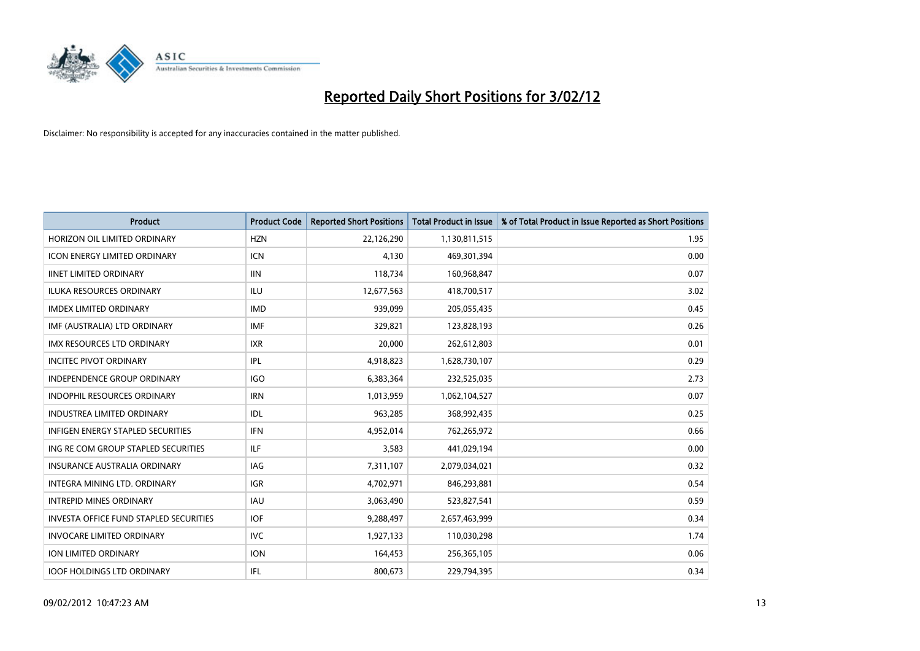# Reported Daily Short Positions for 3/02/12

Disclaimer: No responsibility is accepted for any inaccuracies contained in the matter published.

| Product | Product Code | Reported Short Positions | Total Product in Issue | % of Total Product in Issue Reported as Short Positions |
|---|---|---|---|---|
| HORIZON OIL LIMITED ORDINARY | HZN | 22,126,290 | 1,130,811,515 | 1.95 |
| ICON ENERGY LIMITED ORDINARY | ICN | 4,130 | 469,301,394 | 0.00 |
| IINET LIMITED ORDINARY | IIN | 118,734 | 160,968,847 | 0.07 |
| ILUKA RESOURCES ORDINARY | ILU | 12,677,563 | 418,700,517 | 3.02 |
| IMDEX LIMITED ORDINARY | IMD | 939,099 | 205,055,435 | 0.45 |
| IMF (AUSTRALIA) LTD ORDINARY | IMF | 329,821 | 123,828,193 | 0.26 |
| IMX RESOURCES LTD ORDINARY | IXR | 20,000 | 262,612,803 | 0.01 |
| INCITEC PIVOT ORDINARY | IPL | 4,918,823 | 1,628,730,107 | 0.29 |
| INDEPENDENCE GROUP ORDINARY | IGO | 6,383,364 | 232,525,035 | 2.73 |
| INDOPHIL RESOURCES ORDINARY | IRN | 1,013,959 | 1,062,104,527 | 0.07 |
| INDUSTREA LIMITED ORDINARY | IDL | 963,285 | 368,992,435 | 0.25 |
| INFIGEN ENERGY STAPLED SECURITIES | IFN | 4,952,014 | 762,265,972 | 0.66 |
| ING RE COM GROUP STAPLED SECURITIES | ILF | 3,583 | 441,029,194 | 0.00 |
| INSURANCE AUSTRALIA ORDINARY | IAG | 7,311,107 | 2,079,034,021 | 0.32 |
| INTEGRA MINING LTD. ORDINARY | IGR | 4,702,971 | 846,293,881 | 0.54 |
| INTREPID MINES ORDINARY | IAU | 3,063,490 | 523,827,541 | 0.59 |
| INVESTA OFFICE FUND STAPLED SECURITIES | IOF | 9,288,497 | 2,657,463,999 | 0.34 |
| INVOCARE LIMITED ORDINARY | IVC | 1,927,133 | 110,030,298 | 1.74 |
| ION LIMITED ORDINARY | ION | 164,453 | 256,365,105 | 0.06 |
| IOOF HOLDINGS LTD ORDINARY | IFL | 800,673 | 229,794,395 | 0.34 |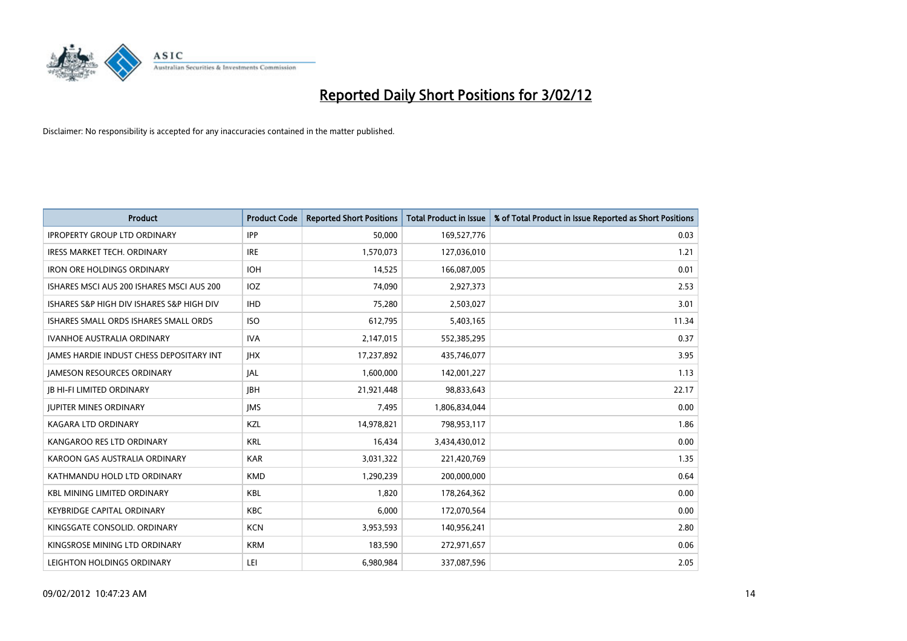# Reported Daily Short Positions for 3/02/12

Disclaimer: No responsibility is accepted for any inaccuracies contained in the matter published.

| Product | Product Code | Reported Short Positions | Total Product in Issue | % of Total Product in Issue Reported as Short Positions |
|---|---|---|---|---|
| IPROPERTY GROUP LTD ORDINARY | IPP | 50,000 | 169,527,776 | 0.03 |
| IRESS MARKET TECH. ORDINARY | IRE | 1,570,073 | 127,036,010 | 1.21 |
| IRON ORE HOLDINGS ORDINARY | IOH | 14,525 | 166,087,005 | 0.01 |
| ISHARES MSCI AUS 200 ISHARES MSCI AUS 200 | IOZ | 74,090 | 2,927,373 | 2.53 |
| ISHARES S&P HIGH DIV ISHARES S&P HIGH DIV | IHD | 75,280 | 2,503,027 | 3.01 |
| ISHARES SMALL ORDS ISHARES SMALL ORDS | ISO | 612,795 | 5,403,165 | 11.34 |
| IVANHOE AUSTRALIA ORDINARY | IVA | 2,147,015 | 552,385,295 | 0.37 |
| JAMES HARDIE INDUST CHESS DEPOSITARY INT | JHX | 17,237,892 | 435,746,077 | 3.95 |
| JAMESON RESOURCES ORDINARY | JAL | 1,600,000 | 142,001,227 | 1.13 |
| JB HI-FI LIMITED ORDINARY | JBH | 21,921,448 | 98,833,643 | 22.17 |
| JUPITER MINES ORDINARY | JMS | 7,495 | 1,806,834,044 | 0.00 |
| KAGARA LTD ORDINARY | KZL | 14,978,821 | 798,953,117 | 1.86 |
| KANGAROO RES LTD ORDINARY | KRL | 16,434 | 3,434,430,012 | 0.00 |
| KAROON GAS AUSTRALIA ORDINARY | KAR | 3,031,322 | 221,420,769 | 1.35 |
| KATHMANDU HOLD LTD ORDINARY | KMD | 1,290,239 | 200,000,000 | 0.64 |
| KBL MINING LIMITED ORDINARY | KBL | 1,820 | 178,264,362 | 0.00 |
| KEYBRIDGE CAPITAL ORDINARY | KBC | 6,000 | 172,070,564 | 0.00 |
| KINGSGATE CONSOLID. ORDINARY | KCN | 3,953,593 | 140,956,241 | 2.80 |
| KINGSROSE MINING LTD ORDINARY | KRM | 183,590 | 272,971,657 | 0.06 |
| LEIGHTON HOLDINGS ORDINARY | LEI | 6,980,984 | 337,087,596 | 2.05 |

09/02/2012 10:47:23 AM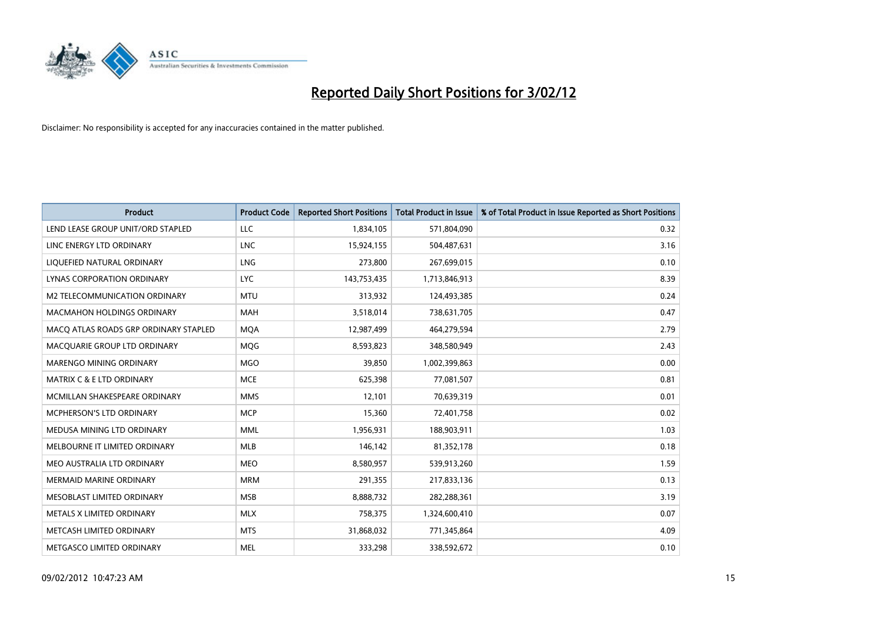# Reported Daily Short Positions for 3/02/12

Disclaimer: No responsibility is accepted for any inaccuracies contained in the matter published.

| Product | Product Code | Reported Short Positions | Total Product in Issue | % of Total Product in Issue Reported as Short Positions |
|---|---|---|---|---|
| LEND LEASE GROUP UNIT/ORD STAPLED | LLC | 1,834,105 | 571,804,090 | 0.32 |
| LINC ENERGY LTD ORDINARY | LNC | 15,924,155 | 504,487,631 | 3.16 |
| LIQUEFIED NATURAL ORDINARY | LNG | 273,800 | 267,699,015 | 0.10 |
| LYNAS CORPORATION ORDINARY | LYC | 143,753,435 | 1,713,846,913 | 8.39 |
| M2 TELECOMMUNICATION ORDINARY | MTU | 313,932 | 124,493,385 | 0.24 |
| MACMAHON HOLDINGS ORDINARY | MAH | 3,518,014 | 738,631,705 | 0.47 |
| MACQ ATLAS ROADS GRP ORDINARY STAPLED | MQA | 12,987,499 | 464,279,594 | 2.79 |
| MACQUARIE GROUP LTD ORDINARY | MQG | 8,593,823 | 348,580,949 | 2.43 |
| MARENGO MINING ORDINARY | MGO | 39,850 | 1,002,399,863 | 0.00 |
| MATRIX C & E LTD ORDINARY | MCE | 625,398 | 77,081,507 | 0.81 |
| MCMILLAN SHAKESPEARE ORDINARY | MMS | 12,101 | 70,639,319 | 0.01 |
| MCPHERSON'S LTD ORDINARY | MCP | 15,360 | 72,401,758 | 0.02 |
| MEDUSA MINING LTD ORDINARY | MML | 1,956,931 | 188,903,911 | 1.03 |
| MELBOURNE IT LIMITED ORDINARY | MLB | 146,142 | 81,352,178 | 0.18 |
| MEO AUSTRALIA LTD ORDINARY | MEO | 8,580,957 | 539,913,260 | 1.59 |
| MERMAID MARINE ORDINARY | MRM | 291,355 | 217,833,136 | 0.13 |
| MESOBLAST LIMITED ORDINARY | MSB | 8,888,732 | 282,288,361 | 3.19 |
| METALS X LIMITED ORDINARY | MLX | 758,375 | 1,324,600,410 | 0.07 |
| METCASH LIMITED ORDINARY | MTS | 31,868,032 | 771,345,864 | 4.09 |
| METGASCO LIMITED ORDINARY | MEL | 333,298 | 338,592,672 | 0.10 |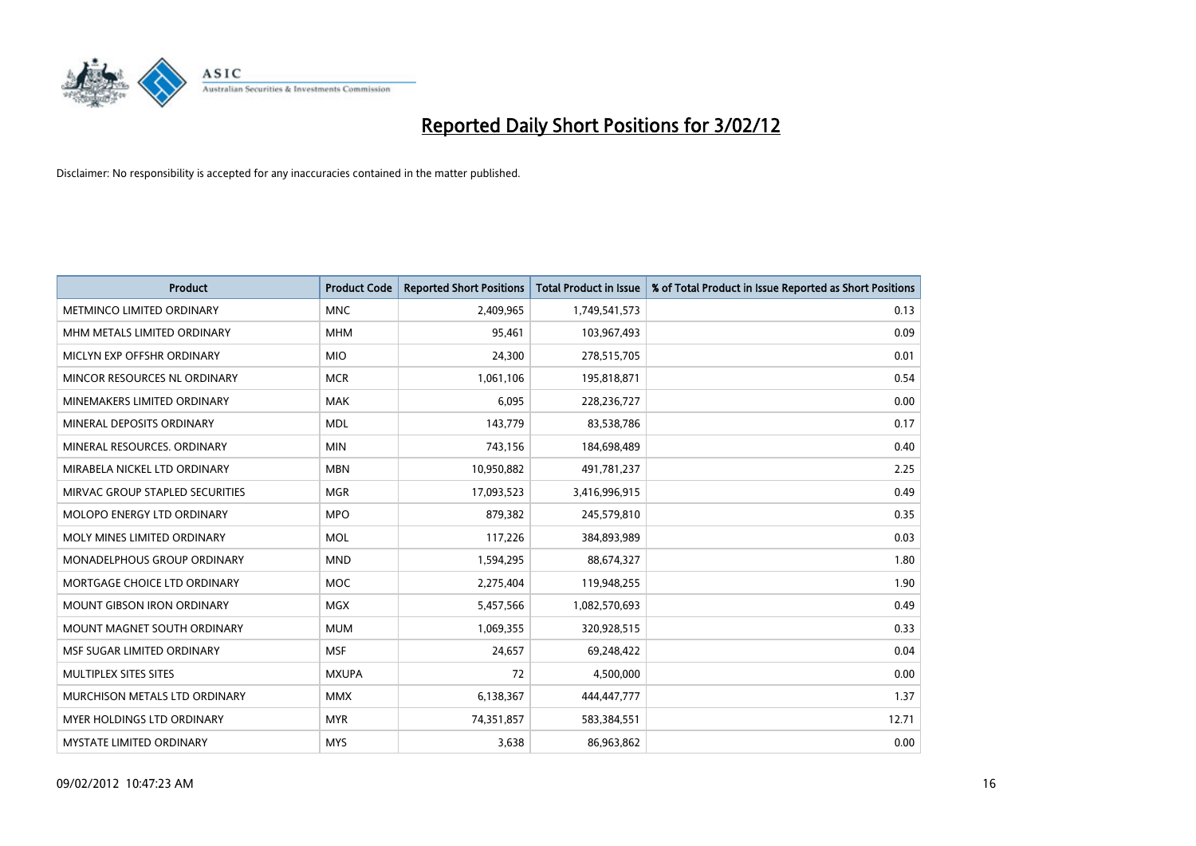# Reported Daily Short Positions for 3/02/12

Disclaimer: No responsibility is accepted for any inaccuracies contained in the matter published.

| Product | Product Code | Reported Short Positions | Total Product in Issue | % of Total Product in Issue Reported as Short Positions |
| --- | --- | --- | --- | --- |
| METMINCO LIMITED ORDINARY | MNC | 2,409,965 | 1,749,541,573 | 0.13 |
| MHM METALS LIMITED ORDINARY | MHM | 95,461 | 103,967,493 | 0.09 |
| MICLYN EXP OFFSHR ORDINARY | MIO | 24,300 | 278,515,705 | 0.01 |
| MINCOR RESOURCES NL ORDINARY | MCR | 1,061,106 | 195,818,871 | 0.54 |
| MINEMAKERS LIMITED ORDINARY | MAK | 6,095 | 228,236,727 | 0.00 |
| MINERAL DEPOSITS ORDINARY | MDL | 143,779 | 83,538,786 | 0.17 |
| MINERAL RESOURCES. ORDINARY | MIN | 743,156 | 184,698,489 | 0.40 |
| MIRABELA NICKEL LTD ORDINARY | MBN | 10,950,882 | 491,781,237 | 2.25 |
| MIRVAC GROUP STAPLED SECURITIES | MGR | 17,093,523 | 3,416,996,915 | 0.49 |
| MOLOPO ENERGY LTD ORDINARY | MPO | 879,382 | 245,579,810 | 0.35 |
| MOLY MINES LIMITED ORDINARY | MOL | 117,226 | 384,893,989 | 0.03 |
| MONADELPHOUS GROUP ORDINARY | MND | 1,594,295 | 88,674,327 | 1.80 |
| MORTGAGE CHOICE LTD ORDINARY | MOC | 2,275,404 | 119,948,255 | 1.90 |
| MOUNT GIBSON IRON ORDINARY | MGX | 5,457,566 | 1,082,570,693 | 0.49 |
| MOUNT MAGNET SOUTH ORDINARY | MUM | 1,069,355 | 320,928,515 | 0.33 |
| MSF SUGAR LIMITED ORDINARY | MSF | 24,657 | 69,248,422 | 0.04 |
| MULTIPLEX SITES SITES | MXUPA | 72 | 4,500,000 | 0.00 |
| MURCHISON METALS LTD ORDINARY | MMX | 6,138,367 | 444,447,777 | 1.37 |
| MYER HOLDINGS LTD ORDINARY | MYR | 74,351,857 | 583,384,551 | 12.71 |
| MYSTATE LIMITED ORDINARY | MYS | 3,638 | 86,963,862 | 0.00 |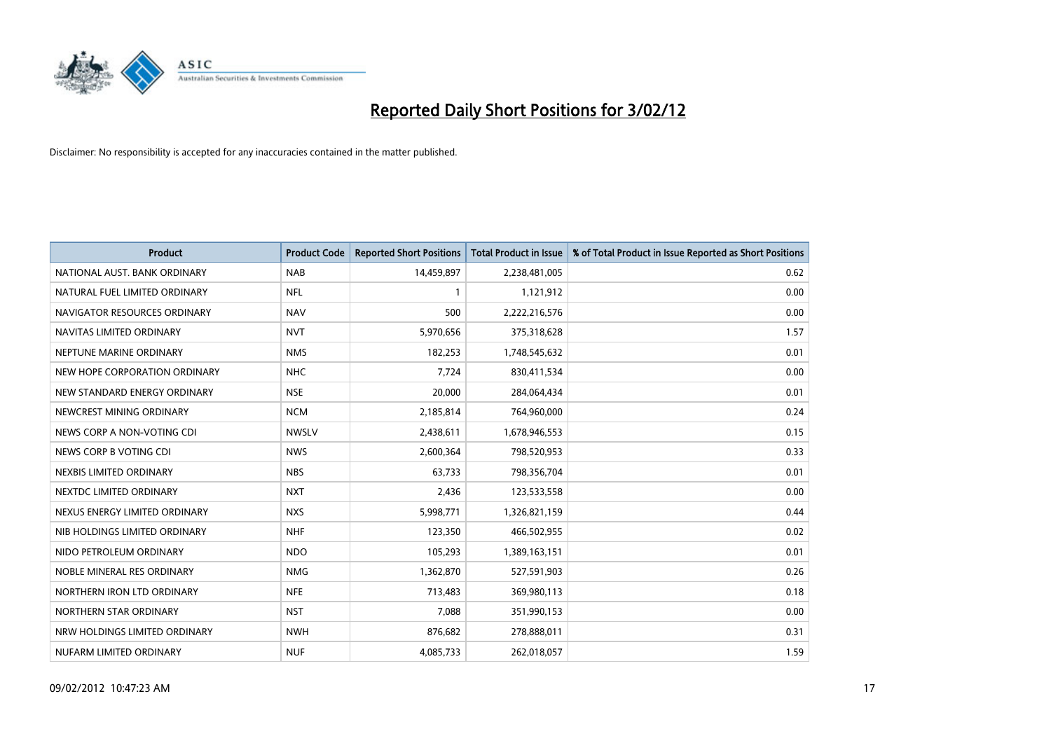# Reported Daily Short Positions for 3/02/12

Disclaimer: No responsibility is accepted for any inaccuracies contained in the matter published.

| Product | Product Code | Reported Short Positions | Total Product in Issue | % of Total Product in Issue Reported as Short Positions |
|---|---|---|---|---|
| NATIONAL AUST. BANK ORDINARY | NAB | 14,459,897 | 2,238,481,005 | 0.62 |
| NATURAL FUEL LIMITED ORDINARY | NFL | 1 | 1,121,912 | 0.00 |
| NAVIGATOR RESOURCES ORDINARY | NAV | 500 | 2,222,216,576 | 0.00 |
| NAVITAS LIMITED ORDINARY | NVT | 5,970,656 | 375,318,628 | 1.57 |
| NEPTUNE MARINE ORDINARY | NMS | 182,253 | 1,748,545,632 | 0.01 |
| NEW HOPE CORPORATION ORDINARY | NHC | 7,724 | 830,411,534 | 0.00 |
| NEW STANDARD ENERGY ORDINARY | NSE | 20,000 | 284,064,434 | 0.01 |
| NEWCREST MINING ORDINARY | NCM | 2,185,814 | 764,960,000 | 0.24 |
| NEWS CORP A NON-VOTING CDI | NWSLV | 2,438,611 | 1,678,946,553 | 0.15 |
| NEWS CORP B VOTING CDI | NWS | 2,600,364 | 798,520,953 | 0.33 |
| NEXBIS LIMITED ORDINARY | NBS | 63,733 | 798,356,704 | 0.01 |
| NEXTDC LIMITED ORDINARY | NXT | 2,436 | 123,533,558 | 0.00 |
| NEXUS ENERGY LIMITED ORDINARY | NXS | 5,998,771 | 1,326,821,159 | 0.44 |
| NIB HOLDINGS LIMITED ORDINARY | NHF | 123,350 | 466,502,955 | 0.02 |
| NIDO PETROLEUM ORDINARY | NDO | 105,293 | 1,389,163,151 | 0.01 |
| NOBLE MINERAL RES ORDINARY | NMG | 1,362,870 | 527,591,903 | 0.26 |
| NORTHERN IRON LTD ORDINARY | NFE | 713,483 | 369,980,113 | 0.18 |
| NORTHERN STAR ORDINARY | NST | 7,088 | 351,990,153 | 0.00 |
| NRW HOLDINGS LIMITED ORDINARY | NWH | 876,682 | 278,888,011 | 0.31 |
| NUFARM LIMITED ORDINARY | NUF | 4,085,733 | 262,018,057 | 1.59 |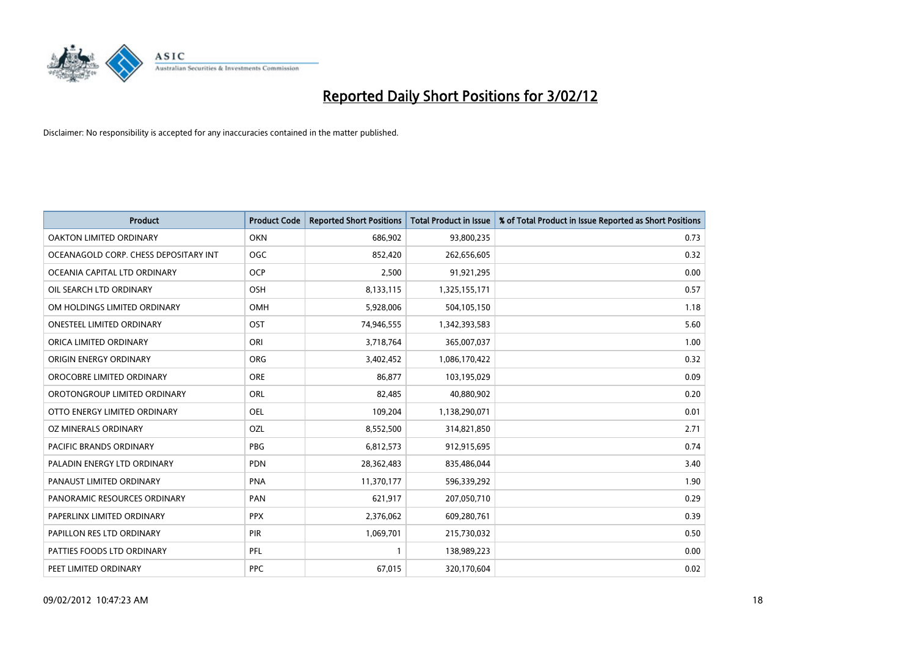# Reported Daily Short Positions for 3/02/12

Disclaimer: No responsibility is accepted for any inaccuracies contained in the matter published.

| Product | Product Code | Reported Short Positions | Total Product in Issue | % of Total Product in Issue Reported as Short Positions |
|---|---|---|---|---|
| OAKTON LIMITED ORDINARY | OKN | 686,902 | 93,800,235 | 0.73 |
| OCEANAGOLD CORP. CHESS DEPOSITARY INT | OGC | 852,420 | 262,656,605 | 0.32 |
| OCEANIA CAPITAL LTD ORDINARY | OCP | 2,500 | 91,921,295 | 0.00 |
| OIL SEARCH LTD ORDINARY | OSH | 8,133,115 | 1,325,155,171 | 0.57 |
| OM HOLDINGS LIMITED ORDINARY | OMH | 5,928,006 | 504,105,150 | 1.18 |
| ONESTEEL LIMITED ORDINARY | OST | 74,946,555 | 1,342,393,583 | 5.60 |
| ORICA LIMITED ORDINARY | ORI | 3,718,764 | 365,007,037 | 1.00 |
| ORIGIN ENERGY ORDINARY | ORG | 3,402,452 | 1,086,170,422 | 0.32 |
| OROCOBRE LIMITED ORDINARY | ORE | 86,877 | 103,195,029 | 0.09 |
| OROTONGROUP LIMITED ORDINARY | ORL | 82,485 | 40,880,902 | 0.20 |
| OTTO ENERGY LIMITED ORDINARY | OEL | 109,204 | 1,138,290,071 | 0.01 |
| OZ MINERALS ORDINARY | OZL | 8,552,500 | 314,821,850 | 2.71 |
| PACIFIC BRANDS ORDINARY | PBG | 6,812,573 | 912,915,695 | 0.74 |
| PALADIN ENERGY LTD ORDINARY | PDN | 28,362,483 | 835,486,044 | 3.40 |
| PANAUST LIMITED ORDINARY | PNA | 11,370,177 | 596,339,292 | 1.90 |
| PANORAMIC RESOURCES ORDINARY | PAN | 621,917 | 207,050,710 | 0.29 |
| PAPERLINX LIMITED ORDINARY | PPX | 2,376,062 | 609,280,761 | 0.39 |
| PAPILLON RES LTD ORDINARY | PIR | 1,069,701 | 215,730,032 | 0.50 |
| PATTIES FOODS LTD ORDINARY | PFL | 1 | 138,989,223 | 0.00 |
| PEET LIMITED ORDINARY | PPC | 67,015 | 320,170,604 | 0.02 |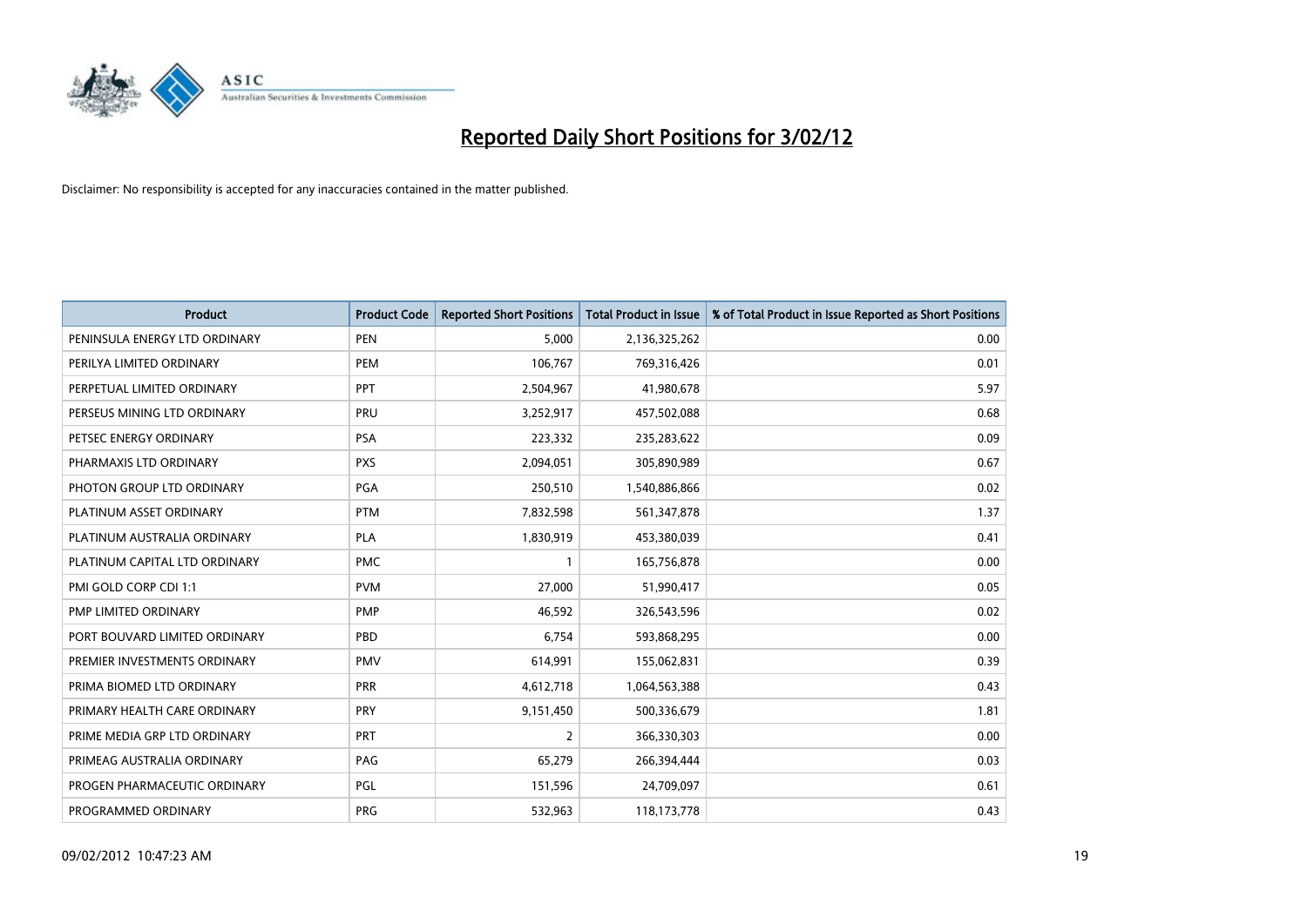# Reported Daily Short Positions for 3/02/12

Disclaimer: No responsibility is accepted for any inaccuracies contained in the matter published.

| Product | Product Code | Reported Short Positions | Total Product in Issue | % of Total Product in Issue Reported as Short Positions |
|---|---|---|---|---|
| PENINSULA ENERGY LTD ORDINARY | PEN | 5,000 | 2,136,325,262 | 0.00 |
| PERILYA LIMITED ORDINARY | PEM | 106,767 | 769,316,426 | 0.01 |
| PERPETUAL LIMITED ORDINARY | PPT | 2,504,967 | 41,980,678 | 5.97 |
| PERSEUS MINING LTD ORDINARY | PRU | 3,252,917 | 457,502,088 | 0.68 |
| PETSEC ENERGY ORDINARY | PSA | 223,332 | 235,283,622 | 0.09 |
| PHARMAXIS LTD ORDINARY | PXS | 2,094,051 | 305,890,989 | 0.67 |
| PHOTON GROUP LTD ORDINARY | PGA | 250,510 | 1,540,886,866 | 0.02 |
| PLATINUM ASSET ORDINARY | PTM | 7,832,598 | 561,347,878 | 1.37 |
| PLATINUM AUSTRALIA ORDINARY | PLA | 1,830,919 | 453,380,039 | 0.41 |
| PLATINUM CAPITAL LTD ORDINARY | PMC | 1 | 165,756,878 | 0.00 |
| PMI GOLD CORP CDI 1:1 | PVM | 27,000 | 51,990,417 | 0.05 |
| PMP LIMITED ORDINARY | PMP | 46,592 | 326,543,596 | 0.02 |
| PORT BOUVARD LIMITED ORDINARY | PBD | 6,754 | 593,868,295 | 0.00 |
| PREMIER INVESTMENTS ORDINARY | PMV | 614,991 | 155,062,831 | 0.39 |
| PRIMA BIOMED LTD ORDINARY | PRR | 4,612,718 | 1,064,563,388 | 0.43 |
| PRIMARY HEALTH CARE ORDINARY | PRY | 9,151,450 | 500,336,679 | 1.81 |
| PRIME MEDIA GRP LTD ORDINARY | PRT | 2 | 366,330,303 | 0.00 |
| PRIMEAG AUSTRALIA ORDINARY | PAG | 65,279 | 266,394,444 | 0.03 |
| PROGEN PHARMACEUTIC ORDINARY | PGL | 151,596 | 24,709,097 | 0.61 |
| PROGRAMMED ORDINARY | PRG | 532,963 | 118,173,778 | 0.43 |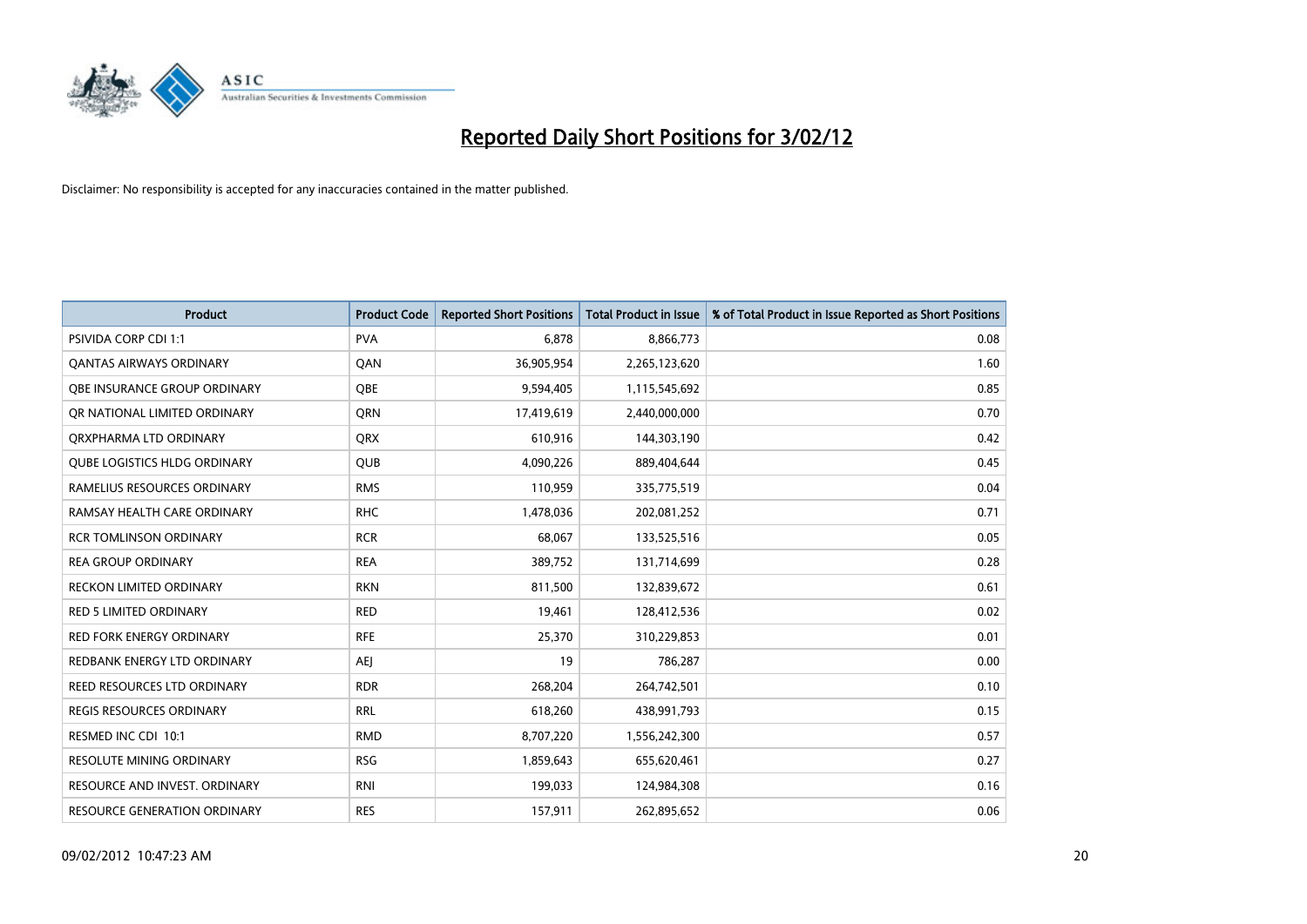# Reported Daily Short Positions for 3/02/12

Disclaimer: No responsibility is accepted for any inaccuracies contained in the matter published.

| Product | Product Code | Reported Short Positions | Total Product in Issue | % of Total Product in Issue Reported as Short Positions |
|---|---|---|---|---|
| PSIVIDA CORP CDI 1:1 | PVA | 6,878 | 8,866,773 | 0.08 |
| QANTAS AIRWAYS ORDINARY | QAN | 36,905,954 | 2,265,123,620 | 1.60 |
| QBE INSURANCE GROUP ORDINARY | QBE | 9,594,405 | 1,115,545,692 | 0.85 |
| QR NATIONAL LIMITED ORDINARY | QRN | 17,419,619 | 2,440,000,000 | 0.70 |
| QRXPHARMA LTD ORDINARY | QRX | 610,916 | 144,303,190 | 0.42 |
| QUBE LOGISTICS HLDG ORDINARY | QUB | 4,090,226 | 889,404,644 | 0.45 |
| RAMELIUS RESOURCES ORDINARY | RMS | 110,959 | 335,775,519 | 0.04 |
| RAMSAY HEALTH CARE ORDINARY | RHC | 1,478,036 | 202,081,252 | 0.71 |
| RCR TOMLINSON ORDINARY | RCR | 68,067 | 133,525,516 | 0.05 |
| REA GROUP ORDINARY | REA | 389,752 | 131,714,699 | 0.28 |
| RECKON LIMITED ORDINARY | RKN | 811,500 | 132,839,672 | 0.61 |
| RED 5 LIMITED ORDINARY | RED | 19,461 | 128,412,536 | 0.02 |
| RED FORK ENERGY ORDINARY | RFE | 25,370 | 310,229,853 | 0.01 |
| REDBANK ENERGY LTD ORDINARY | AEJ | 19 | 786,287 | 0.00 |
| REED RESOURCES LTD ORDINARY | RDR | 268,204 | 264,742,501 | 0.10 |
| REGIS RESOURCES ORDINARY | RRL | 618,260 | 438,991,793 | 0.15 |
| RESMED INC CDI 10:1 | RMD | 8,707,220 | 1,556,242,300 | 0.57 |
| RESOLUTE MINING ORDINARY | RSG | 1,859,643 | 655,620,461 | 0.27 |
| RESOURCE AND INVEST. ORDINARY | RNI | 199,033 | 124,984,308 | 0.16 |
| RESOURCE GENERATION ORDINARY | RES | 157,911 | 262,895,652 | 0.06 |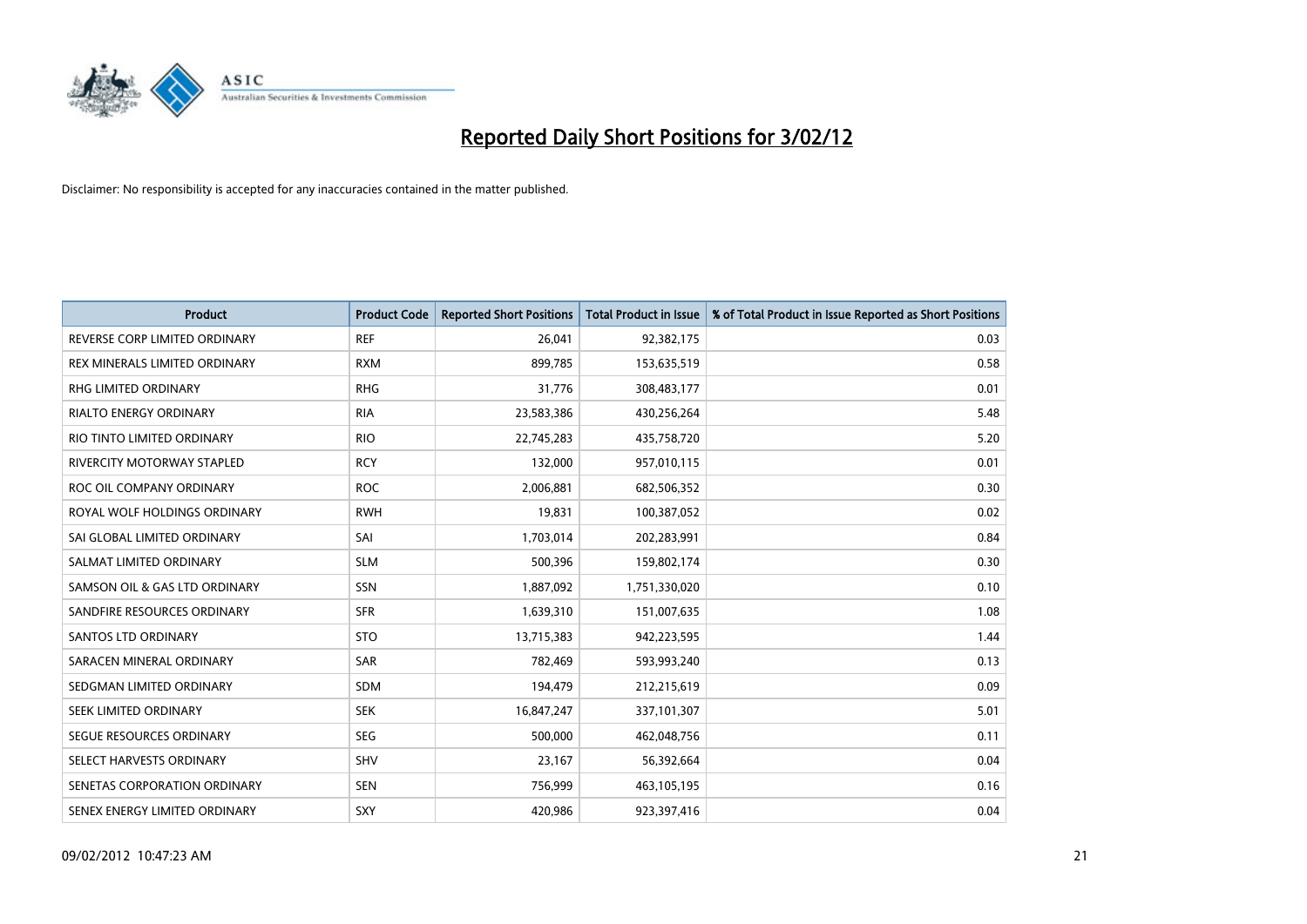# Reported Daily Short Positions for 3/02/12

Disclaimer: No responsibility is accepted for any inaccuracies contained in the matter published.

| Product | Product Code | Reported Short Positions | Total Product in Issue | % of Total Product in Issue Reported as Short Positions |
|---|---|---|---|---|
| REVERSE CORP LIMITED ORDINARY | REF | 26,041 | 92,382,175 | 0.03 |
| REX MINERALS LIMITED ORDINARY | RXM | 899,785 | 153,635,519 | 0.58 |
| RHG LIMITED ORDINARY | RHG | 31,776 | 308,483,177 | 0.01 |
| RIALTO ENERGY ORDINARY | RIA | 23,583,386 | 430,256,264 | 5.48 |
| RIO TINTO LIMITED ORDINARY | RIO | 22,745,283 | 435,758,720 | 5.20 |
| RIVERCITY MOTORWAY STAPLED | RCY | 132,000 | 957,010,115 | 0.01 |
| ROC OIL COMPANY ORDINARY | ROC | 2,006,881 | 682,506,352 | 0.30 |
| ROYAL WOLF HOLDINGS ORDINARY | RWH | 19,831 | 100,387,052 | 0.02 |
| SAI GLOBAL LIMITED ORDINARY | SAI | 1,703,014 | 202,283,991 | 0.84 |
| SALMAT LIMITED ORDINARY | SLM | 500,396 | 159,802,174 | 0.30 |
| SAMSON OIL & GAS LTD ORDINARY | SSN | 1,887,092 | 1,751,330,020 | 0.10 |
| SANDFIRE RESOURCES ORDINARY | SFR | 1,639,310 | 151,007,635 | 1.08 |
| SANTOS LTD ORDINARY | STO | 13,715,383 | 942,223,595 | 1.44 |
| SARACEN MINERAL ORDINARY | SAR | 782,469 | 593,993,240 | 0.13 |
| SEDGMAN LIMITED ORDINARY | SDM | 194,479 | 212,215,619 | 0.09 |
| SEEK LIMITED ORDINARY | SEK | 16,847,247 | 337,101,307 | 5.01 |
| SEGUE RESOURCES ORDINARY | SEG | 500,000 | 462,048,756 | 0.11 |
| SELECT HARVESTS ORDINARY | SHV | 23,167 | 56,392,664 | 0.04 |
| SENETAS CORPORATION ORDINARY | SEN | 756,999 | 463,105,195 | 0.16 |
| SENEX ENERGY LIMITED ORDINARY | SXY | 420,986 | 923,397,416 | 0.04 |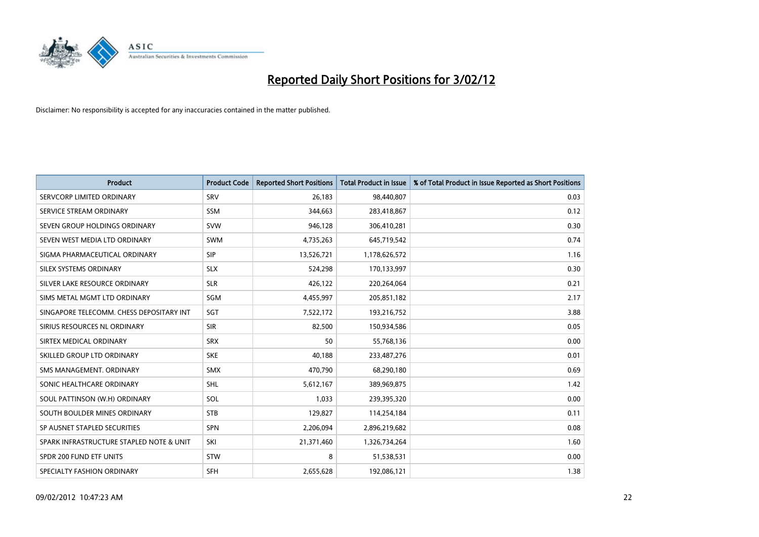# Reported Daily Short Positions for 3/02/12

Disclaimer: No responsibility is accepted for any inaccuracies contained in the matter published.

| Product | Product Code | Reported Short Positions | Total Product in Issue | % of Total Product in Issue Reported as Short Positions |
| --- | --- | --- | --- | --- |
| SERVCORP LIMITED ORDINARY | SRV | 26,183 | 98,440,807 | 0.03 |
| SERVICE STREAM ORDINARY | SSM | 344,663 | 283,418,867 | 0.12 |
| SEVEN GROUP HOLDINGS ORDINARY | SVW | 946,128 | 306,410,281 | 0.30 |
| SEVEN WEST MEDIA LTD ORDINARY | SWM | 4,735,263 | 645,719,542 | 0.74 |
| SIGMA PHARMACEUTICAL ORDINARY | SIP | 13,526,721 | 1,178,626,572 | 1.16 |
| SILEX SYSTEMS ORDINARY | SLX | 524,298 | 170,133,997 | 0.30 |
| SILVER LAKE RESOURCE ORDINARY | SLR | 426,122 | 220,264,064 | 0.21 |
| SIMS METAL MGMT LTD ORDINARY | SGM | 4,455,997 | 205,851,182 | 2.17 |
| SINGAPORE TELECOMM. CHESS DEPOSITARY INT | SGT | 7,522,172 | 193,216,752 | 3.88 |
| SIRIUS RESOURCES NL ORDINARY | SIR | 82,500 | 150,934,586 | 0.05 |
| SIRTEX MEDICAL ORDINARY | SRX | 50 | 55,768,136 | 0.00 |
| SKILLED GROUP LTD ORDINARY | SKE | 40,188 | 233,487,276 | 0.01 |
| SMS MANAGEMENT. ORDINARY | SMX | 470,790 | 68,290,180 | 0.69 |
| SONIC HEALTHCARE ORDINARY | SHL | 5,612,167 | 389,969,875 | 1.42 |
| SOUL PATTINSON (W.H) ORDINARY | SOL | 1,033 | 239,395,320 | 0.00 |
| SOUTH BOULDER MINES ORDINARY | STB | 129,827 | 114,254,184 | 0.11 |
| SP AUSNET STAPLED SECURITIES | SPN | 2,206,094 | 2,896,219,682 | 0.08 |
| SPARK INFRASTRUCTURE STAPLED NOTE & UNIT | SKI | 21,371,460 | 1,326,734,264 | 1.60 |
| SPDR 200 FUND ETF UNITS | STW | 8 | 51,538,531 | 0.00 |
| SPECIALTY FASHION ORDINARY | SFH | 2,655,628 | 192,086,121 | 1.38 |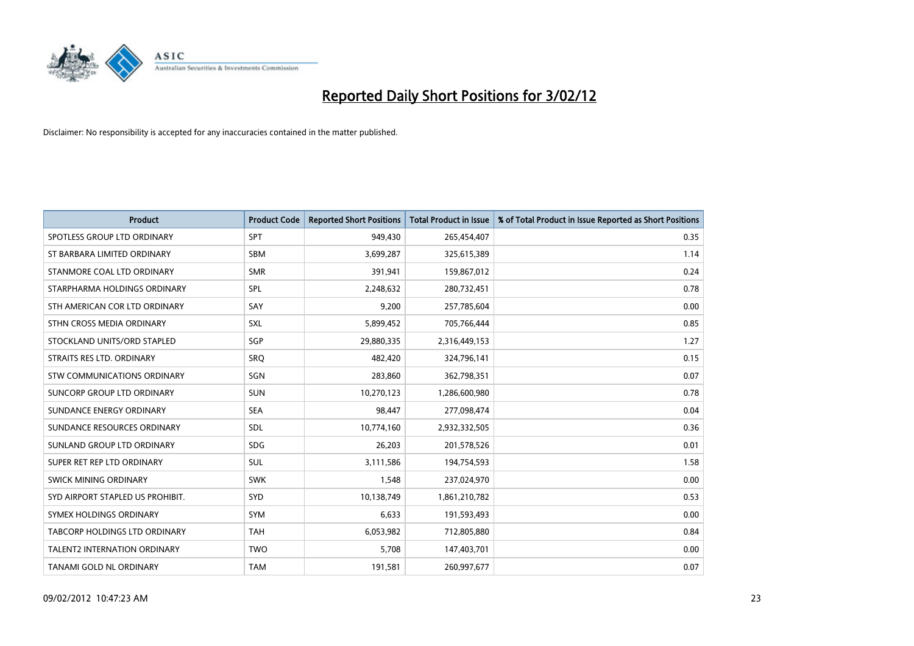# Reported Daily Short Positions for 3/02/12

Disclaimer: No responsibility is accepted for any inaccuracies contained in the matter published.

| Product | Product Code | Reported Short Positions | Total Product in Issue | % of Total Product in Issue Reported as Short Positions |
|---|---|---|---|---|
| SPOTLESS GROUP LTD ORDINARY | SPT | 949,430 | 265,454,407 | 0.35 |
| ST BARBARA LIMITED ORDINARY | SBM | 3,699,287 | 325,615,389 | 1.14 |
| STANMORE COAL LTD ORDINARY | SMR | 391,941 | 159,867,012 | 0.24 |
| STARPHARMA HOLDINGS ORDINARY | SPL | 2,248,632 | 280,732,451 | 0.78 |
| STH AMERICAN COR LTD ORDINARY | SAY | 9,200 | 257,785,604 | 0.00 |
| STHN CROSS MEDIA ORDINARY | SXL | 5,899,452 | 705,766,444 | 0.85 |
| STOCKLAND UNITS/ORD STAPLED | SGP | 29,880,335 | 2,316,449,153 | 1.27 |
| STRAITS RES LTD. ORDINARY | SRQ | 482,420 | 324,796,141 | 0.15 |
| STW COMMUNICATIONS ORDINARY | SGN | 283,860 | 362,798,351 | 0.07 |
| SUNCORP GROUP LTD ORDINARY | SUN | 10,270,123 | 1,286,600,980 | 0.78 |
| SUNDANCE ENERGY ORDINARY | SEA | 98,447 | 277,098,474 | 0.04 |
| SUNDANCE RESOURCES ORDINARY | SDL | 10,774,160 | 2,932,332,505 | 0.36 |
| SUNLAND GROUP LTD ORDINARY | SDG | 26,203 | 201,578,526 | 0.01 |
| SUPER RET REP LTD ORDINARY | SUL | 3,111,586 | 194,754,593 | 1.58 |
| SWICK MINING ORDINARY | SWK | 1,548 | 237,024,970 | 0.00 |
| SYD AIRPORT STAPLED US PROHIBIT. | SYD | 10,138,749 | 1,861,210,782 | 0.53 |
| SYMEX HOLDINGS ORDINARY | SYM | 6,633 | 191,593,493 | 0.00 |
| TABCORP HOLDINGS LTD ORDINARY | TAH | 6,053,982 | 712,805,880 | 0.84 |
| TALENT2 INTERNATION ORDINARY | TWO | 5,708 | 147,403,701 | 0.00 |
| TANAMI GOLD NL ORDINARY | TAM | 191,581 | 260,997,677 | 0.07 |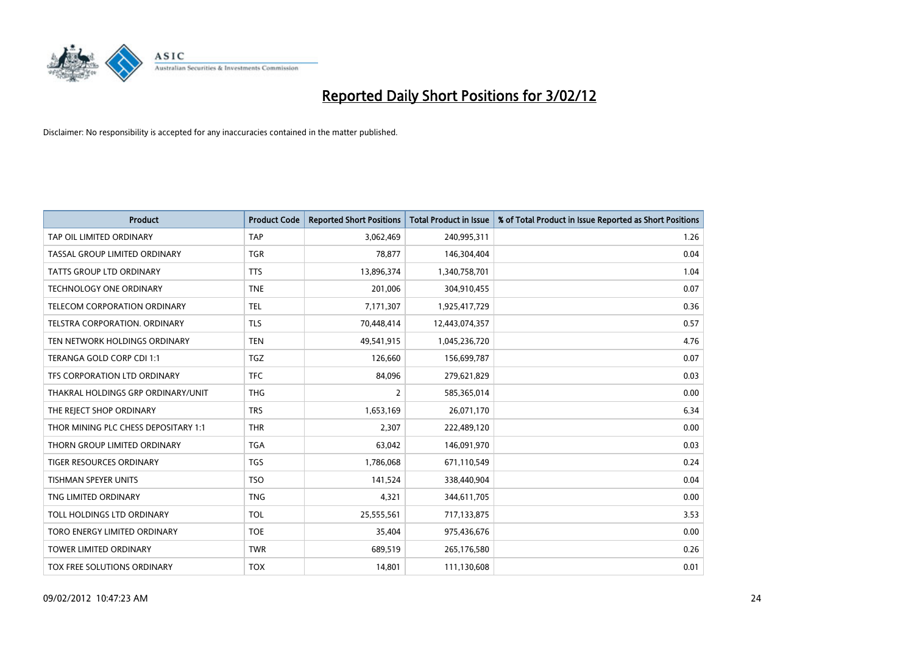# Reported Daily Short Positions for 3/02/12

Disclaimer: No responsibility is accepted for any inaccuracies contained in the matter published.

| Product | Product Code | Reported Short Positions | Total Product in Issue | % of Total Product in Issue Reported as Short Positions |
| --- | --- | --- | --- | --- |
| TAP OIL LIMITED ORDINARY | TAP | 3,062,469 | 240,995,311 | 1.26 |
| TASSAL GROUP LIMITED ORDINARY | TGR | 78,877 | 146,304,404 | 0.04 |
| TATTS GROUP LTD ORDINARY | TTS | 13,896,374 | 1,340,758,701 | 1.04 |
| TECHNOLOGY ONE ORDINARY | TNE | 201,006 | 304,910,455 | 0.07 |
| TELECOM CORPORATION ORDINARY | TEL | 7,171,307 | 1,925,417,729 | 0.36 |
| TELSTRA CORPORATION. ORDINARY | TLS | 70,448,414 | 12,443,074,357 | 0.57 |
| TEN NETWORK HOLDINGS ORDINARY | TEN | 49,541,915 | 1,045,236,720 | 4.76 |
| TERANGA GOLD CORP CDI 1:1 | TGZ | 126,660 | 156,699,787 | 0.07 |
| TFS CORPORATION LTD ORDINARY | TFC | 84,096 | 279,621,829 | 0.03 |
| THAKRAL HOLDINGS GRP ORDINARY/UNIT | THG | 2 | 585,365,014 | 0.00 |
| THE REJECT SHOP ORDINARY | TRS | 1,653,169 | 26,071,170 | 6.34 |
| THOR MINING PLC CHESS DEPOSITARY 1:1 | THR | 2,307 | 222,489,120 | 0.00 |
| THORN GROUP LIMITED ORDINARY | TGA | 63,042 | 146,091,970 | 0.03 |
| TIGER RESOURCES ORDINARY | TGS | 1,786,068 | 671,110,549 | 0.24 |
| TISHMAN SPEYER UNITS | TSO | 141,524 | 338,440,904 | 0.04 |
| TNG LIMITED ORDINARY | TNG | 4,321 | 344,611,705 | 0.00 |
| TOLL HOLDINGS LTD ORDINARY | TOL | 25,555,561 | 717,133,875 | 3.53 |
| TORO ENERGY LIMITED ORDINARY | TOE | 35,404 | 975,436,676 | 0.00 |
| TOWER LIMITED ORDINARY | TWR | 689,519 | 265,176,580 | 0.26 |
| TOX FREE SOLUTIONS ORDINARY | TOX | 14,801 | 111,130,608 | 0.01 |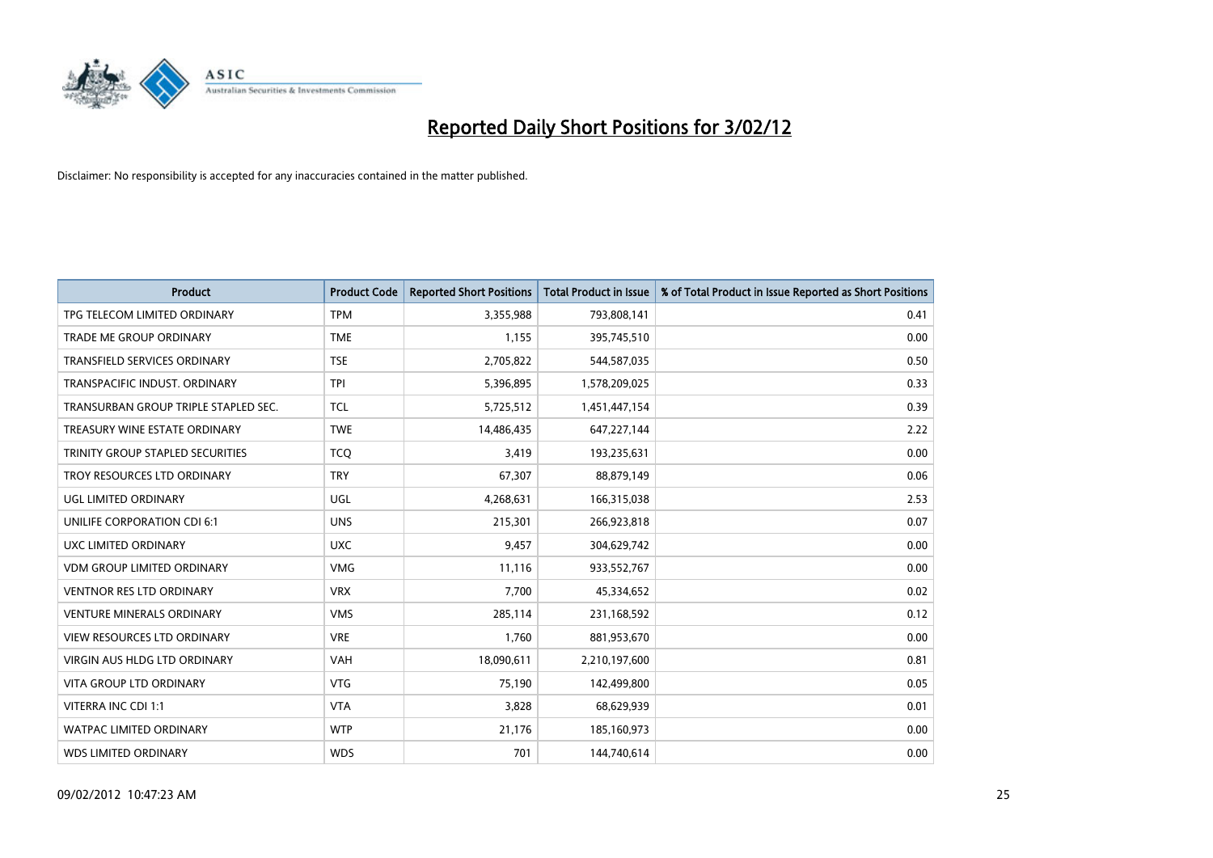# Reported Daily Short Positions for 3/02/12

Disclaimer: No responsibility is accepted for any inaccuracies contained in the matter published.

| Product | Product Code | Reported Short Positions | Total Product in Issue | % of Total Product in Issue Reported as Short Positions |
|---|---|---|---|---|
| TPG TELECOM LIMITED ORDINARY | TPM | 3,355,988 | 793,808,141 | 0.41 |
| TRADE ME GROUP ORDINARY | TME | 1,155 | 395,745,510 | 0.00 |
| TRANSFIELD SERVICES ORDINARY | TSE | 2,705,822 | 544,587,035 | 0.50 |
| TRANSPACIFIC INDUST. ORDINARY | TPI | 5,396,895 | 1,578,209,025 | 0.33 |
| TRANSURBAN GROUP TRIPLE STAPLED SEC. | TCL | 5,725,512 | 1,451,447,154 | 0.39 |
| TREASURY WINE ESTATE ORDINARY | TWE | 14,486,435 | 647,227,144 | 2.22 |
| TRINITY GROUP STAPLED SECURITIES | TCQ | 3,419 | 193,235,631 | 0.00 |
| TROY RESOURCES LTD ORDINARY | TRY | 67,307 | 88,879,149 | 0.06 |
| UGL LIMITED ORDINARY | UGL | 4,268,631 | 166,315,038 | 2.53 |
| UNILIFE CORPORATION CDI 6:1 | UNS | 215,301 | 266,923,818 | 0.07 |
| UXC LIMITED ORDINARY | UXC | 9,457 | 304,629,742 | 0.00 |
| VDM GROUP LIMITED ORDINARY | VMG | 11,116 | 933,552,767 | 0.00 |
| VENTNOR RES LTD ORDINARY | VRX | 7,700 | 45,334,652 | 0.02 |
| VENTURE MINERALS ORDINARY | VMS | 285,114 | 231,168,592 | 0.12 |
| VIEW RESOURCES LTD ORDINARY | VRE | 1,760 | 881,953,670 | 0.00 |
| VIRGIN AUS HLDG LTD ORDINARY | VAH | 18,090,611 | 2,210,197,600 | 0.81 |
| VITA GROUP LTD ORDINARY | VTG | 75,190 | 142,499,800 | 0.05 |
| VITERRA INC CDI 1:1 | VTA | 3,828 | 68,629,939 | 0.01 |
| WATPAC LIMITED ORDINARY | WTP | 21,176 | 185,160,973 | 0.00 |
| WDS LIMITED ORDINARY | WDS | 701 | 144,740,614 | 0.00 |

09/02/2012 10:47:23 AM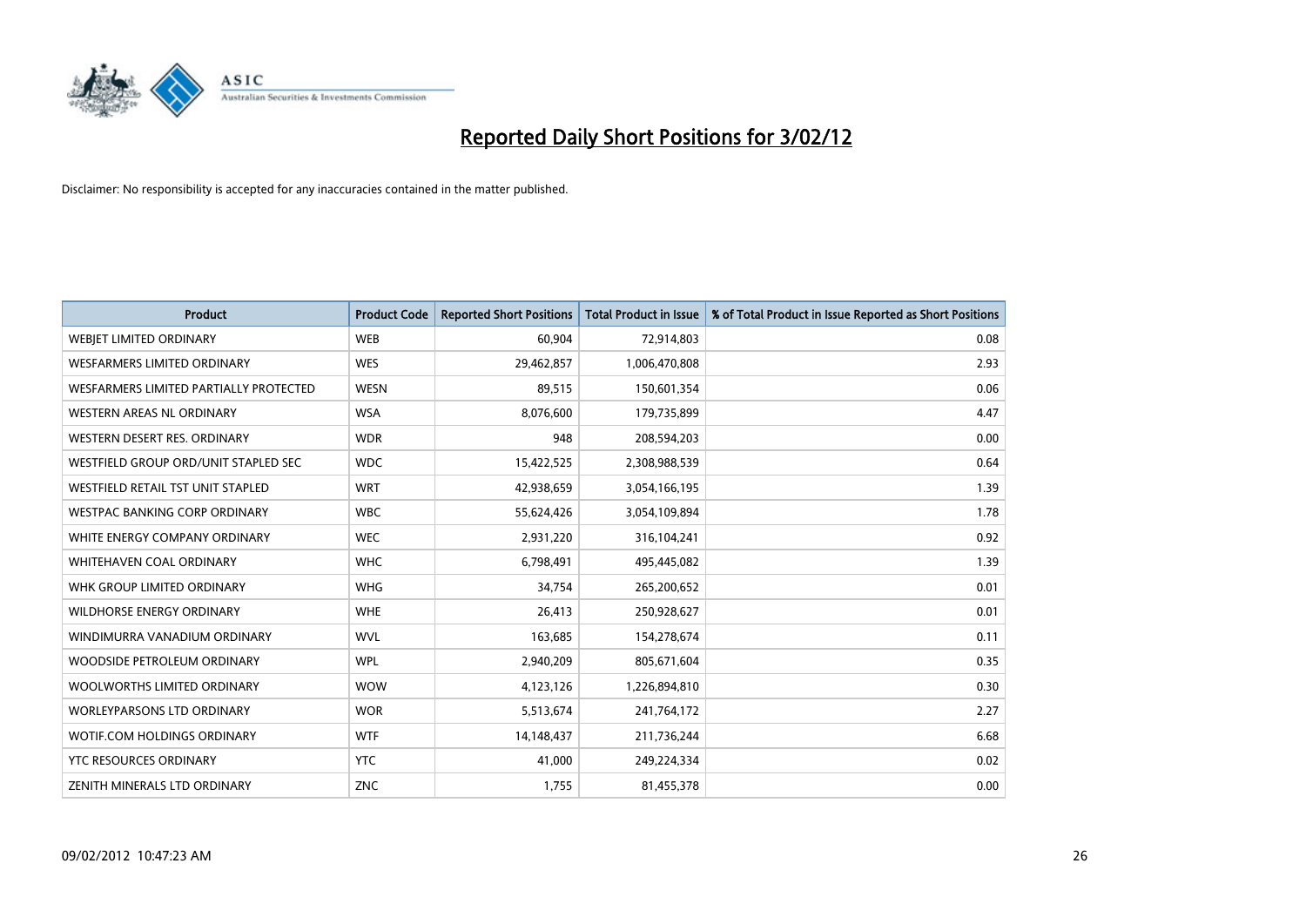# Reported Daily Short Positions for 3/02/12

Disclaimer: No responsibility is accepted for any inaccuracies contained in the matter published.

| Product | Product Code | Reported Short Positions | Total Product in Issue | % of Total Product in Issue Reported as Short Positions |
| --- | --- | --- | --- | --- |
| WEBJET LIMITED ORDINARY | WEB | 60,904 | 72,914,803 | 0.08 |
| WESFARMERS LIMITED ORDINARY | WES | 29,462,857 | 1,006,470,808 | 2.93 |
| WESFARMERS LIMITED PARTIALLY PROTECTED | WESN | 89,515 | 150,601,354 | 0.06 |
| WESTERN AREAS NL ORDINARY | WSA | 8,076,600 | 179,735,899 | 4.47 |
| WESTERN DESERT RES. ORDINARY | WDR | 948 | 208,594,203 | 0.00 |
| WESTFIELD GROUP ORD/UNIT STAPLED SEC | WDC | 15,422,525 | 2,308,988,539 | 0.64 |
| WESTFIELD RETAIL TST UNIT STAPLED | WRT | 42,938,659 | 3,054,166,195 | 1.39 |
| WESTPAC BANKING CORP ORDINARY | WBC | 55,624,426 | 3,054,109,894 | 1.78 |
| WHITE ENERGY COMPANY ORDINARY | WEC | 2,931,220 | 316,104,241 | 0.92 |
| WHITEHAVEN COAL ORDINARY | WHC | 6,798,491 | 495,445,082 | 1.39 |
| WHK GROUP LIMITED ORDINARY | WHG | 34,754 | 265,200,652 | 0.01 |
| WILDHORSE ENERGY ORDINARY | WHE | 26,413 | 250,928,627 | 0.01 |
| WINDIMURRA VANADIUM ORDINARY | WVL | 163,685 | 154,278,674 | 0.11 |
| WOODSIDE PETROLEUM ORDINARY | WPL | 2,940,209 | 805,671,604 | 0.35 |
| WOOLWORTHS LIMITED ORDINARY | WOW | 4,123,126 | 1,226,894,810 | 0.30 |
| WORLEYPARSONS LTD ORDINARY | WOR | 5,513,674 | 241,764,172 | 2.27 |
| WOTIF.COM HOLDINGS ORDINARY | WTF | 14,148,437 | 211,736,244 | 6.68 |
| YTC RESOURCES ORDINARY | YTC | 41,000 | 249,224,334 | 0.02 |
| ZENITH MINERALS LTD ORDINARY | ZNC | 1,755 | 81,455,378 | 0.00 |